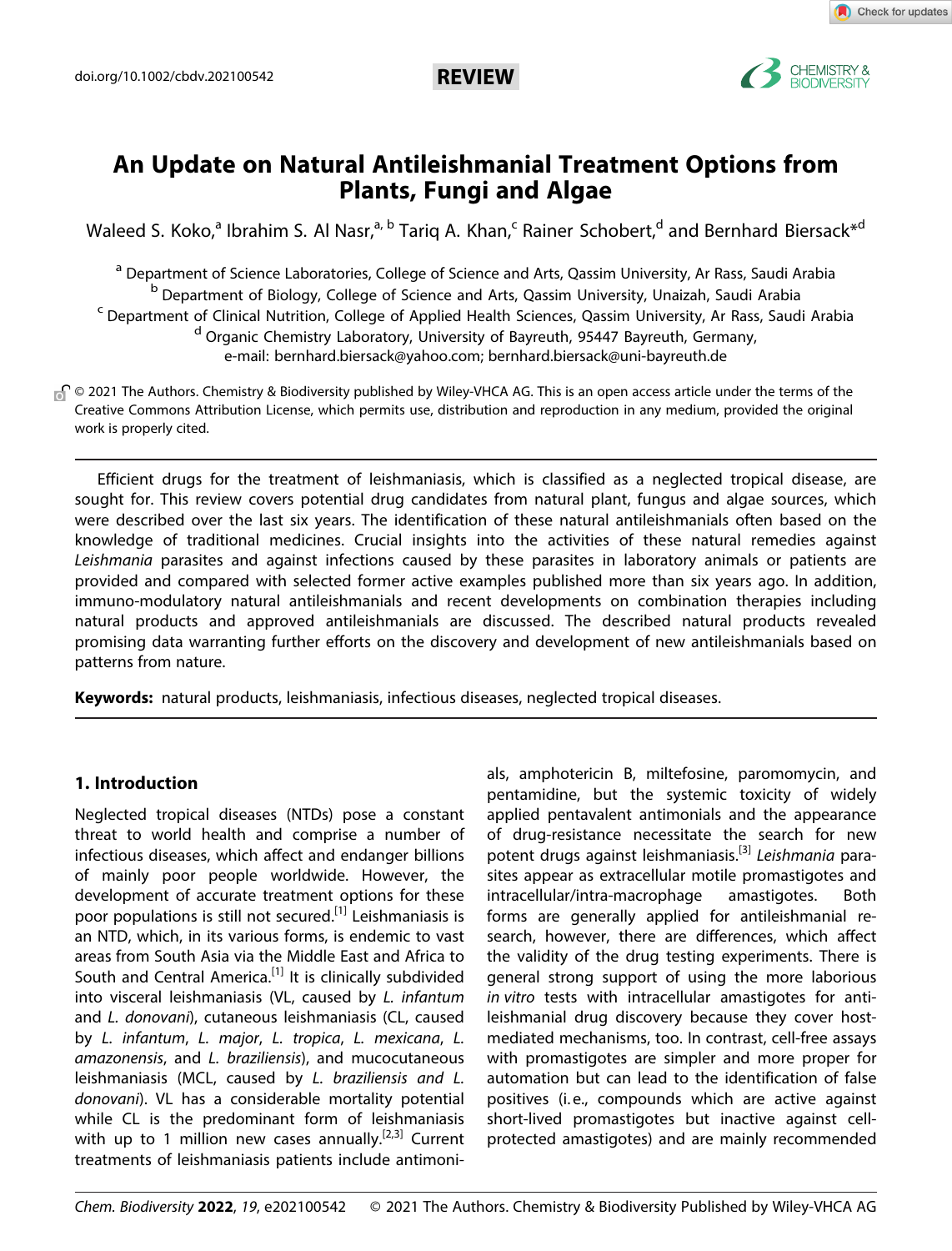doi.org/10.1002/cbdv.202100542

REVIEW

# An Update on Natural Antileishmanial Treatment Options from Plants, Fungi and Algae

Waleed S. Koko,[a] Ibrahim S. Al Nasr,[a, b] Tariq A. Khan,[c] Rainer Schobert,[d] and Bernhard Biersack*[d]

[a] Department of Science Laboratories, College of Science and Arts, Qassim University, Ar Rass, Saudi Arabia
[b] Department of Biology, College of Science and Arts, Qassim University, Unaizah, Saudi Arabia
[c] Department of Clinical Nutrition, College of Applied Health Sciences, Qassim University, Ar Rass, Saudi Arabia
[d] Organic Chemistry Laboratory, University of Bayreuth, 95447 Bayreuth, Germany,
e-mail: bernhard.biersack@yahoo.com; bernhard.biersack@uni-bayreuth.de

© 2021 The Authors. Chemistry & Biodiversity published by Wiley-VHCA AG. This is an open access article under the terms of the Creative Commons Attribution License, which permits use, distribution and reproduction in any medium, provided the original work is properly cited.

Efficient drugs for the treatment of leishmaniasis, which is classified as a neglected tropical disease, are sought for. This review covers potential drug candidates from natural plant, fungus and algae sources, which were described over the last six years. The identification of these natural antileishmanials often based on the knowledge of traditional medicines. Crucial insights into the activities of these natural remedies against *Leishmania* parasites and against infections caused by these parasites in laboratory animals or patients are provided and compared with selected former active examples published more than six years ago. In addition, immuno-modulatory natural antileishmanials and recent developments on combination therapies including natural products and approved antileishmanials are discussed. The described natural products revealed promising data warranting further efforts on the discovery and development of new antileishmanials based on patterns from nature.

**Keywords:** natural products, leishmaniasis, infectious diseases, neglected tropical diseases.

## 1. Introduction

Neglected tropical diseases (NTDs) pose a constant threat to world health and comprise a number of infectious diseases, which affect and endanger billions of mainly poor people worldwide. However, the development of accurate treatment options for these poor populations is still not secured.[1] Leishmaniasis is an NTD, which, in its various forms, is endemic to vast areas from South Asia via the Middle East and Africa to South and Central America.[1] It is clinically subdivided into visceral leishmaniasis (VL, caused by *L. infantum* and *L. donovani*), cutaneous leishmaniasis (CL, caused by *L. infantum*, *L. major*, *L. tropica*, *L. mexicana*, *L. amazonensis*, and *L. braziliensis*), and mucocutaneous leishmaniasis (MCL, caused by *L. braziliensis and L. donovani*). VL has a considerable mortality potential while CL is the predominant form of leishmaniasis with up to 1 million new cases annually.[2,3] Current treatments of leishmaniasis patients include antimonials, amphotericin B, miltefosine, paromomycin, and pentamidine, but the systemic toxicity of widely applied pentavalent antimonials and the appearance of drug-resistance necessitate the search for new potent drugs against leishmaniasis.[3] *Leishmania* parasites appear as extracellular motile promastigotes and intracellular/intra-macrophage amastigotes. Both forms are generally applied for antileishmanial research, however, there are differences, which affect the validity of the drug testing experiments. There is general strong support of using the more laborious *in vitro* tests with intracellular amastigotes for antileishmanial drug discovery because they cover host-mediated mechanisms, too. In contrast, cell-free assays with promastigotes are simpler and more proper for automation but can lead to the identification of false positives (i.e., compounds which are active against short-lived promastigotes but inactive against cell-protected amastigotes) and are mainly recommended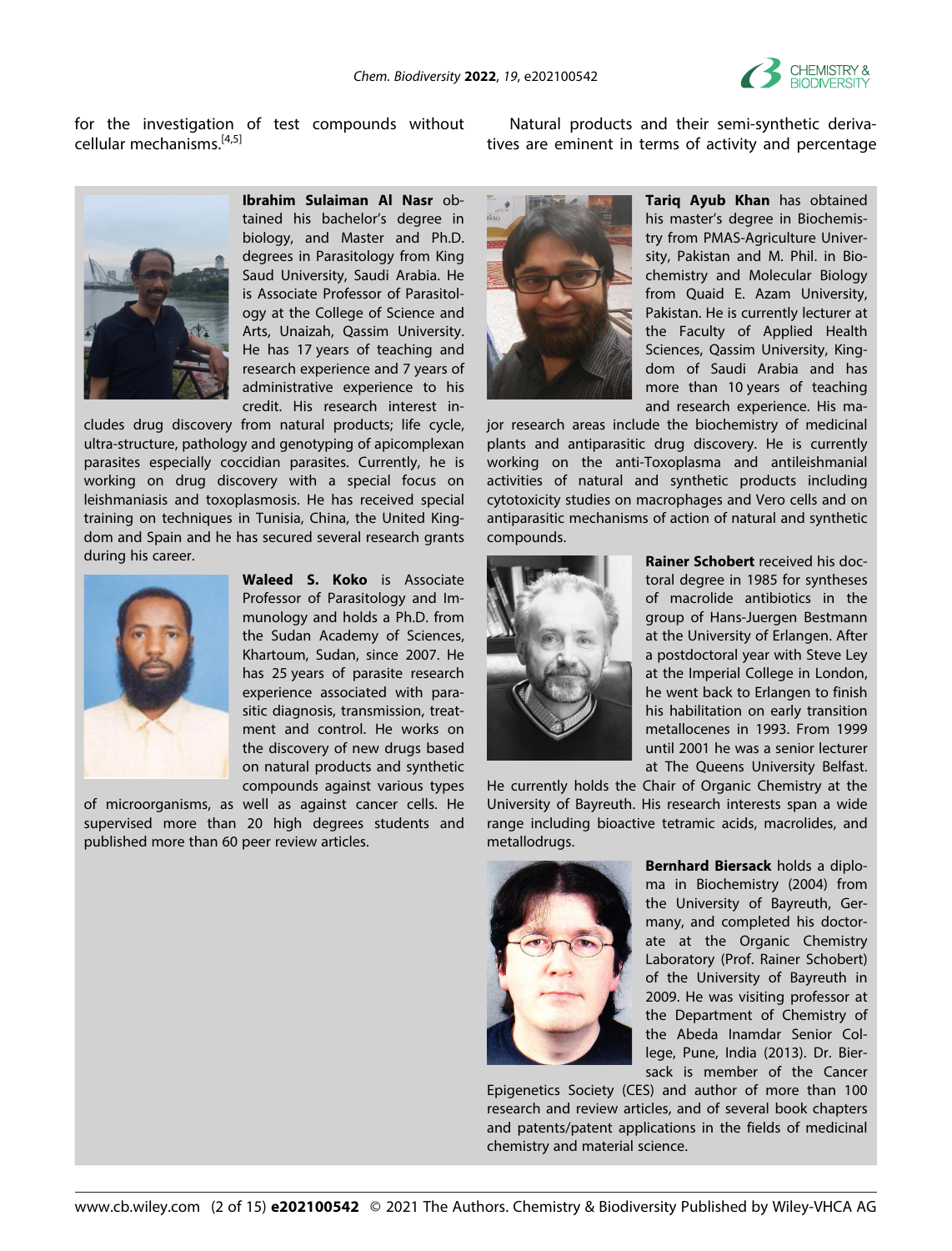for the investigation of test compounds without cellular mechanisms.[4,5]

Natural products and their semi-synthetic derivatives are eminent in terms of activity and percentage

**Ibrahim Sulaiman Al Nasr** obtained his bachelor's degree in biology, and Master and Ph.D. degrees in Parasitology from King Saud University, Saudi Arabia. He is Associate Professor of Parasitology at the College of Science and Arts, Unaizah, Qassim University. He has 17 years of teaching and research experience and 7 years of administrative experience to his credit. His research interest includes drug discovery from natural products; life cycle, ultra-structure, pathology and genotyping of apicomplexan parasites especially coccidian parasites. Currently, he is working on drug discovery with a special focus on leishmaniasis and toxoplasmosis. He has received special training on techniques in Tunisia, China, the United Kingdom and Spain and he has secured several research grants during his career.

**Waleed S. Koko** is Associate Professor of Parasitology and Immunology and holds a Ph.D. from the Sudan Academy of Sciences, Khartoum, Sudan, since 2007. He has 25 years of parasite research experience associated with parasitic diagnosis, transmission, treatment and control. He works on the discovery of new drugs based on natural products and synthetic compounds against various types of microorganisms, as well as against cancer cells. He supervised more than 20 high degrees students and published more than 60 peer review articles.

**Tariq Ayub Khan** has obtained his master's degree in Biochemistry from PMAS-Agriculture University, Pakistan and M. Phil. in Biochemistry and Molecular Biology from Quaid E. Azam University, Pakistan. He is currently lecturer at the Faculty of Applied Health Sciences, Qassim University, Kingdom of Saudi Arabia and has more than 10 years of teaching and research experience. His major research areas include the biochemistry of medicinal plants and antiparasitic drug discovery. He is currently working on the anti-Toxoplasma and antileishmanial activities of natural and synthetic products including cytotoxicity studies on macrophages and Vero cells and on antiparasitic mechanisms of action of natural and synthetic compounds.

**Rainer Schobert** received his doctoral degree in 1985 for syntheses of macrolide antibiotics in the group of Hans-Juergen Bestmann at the University of Erlangen. After a postdoctoral year with Steve Ley at the Imperial College in London, he went back to Erlangen to finish his habilitation on early transition metallocenes in 1993. From 1999 until 2001 he was a senior lecturer at The Queens University Belfast. He currently holds the Chair of Organic Chemistry at the University of Bayreuth. His research interests span a wide range including bioactive tetramic acids, macrolides, and metallodrugs.

**Bernhard Biersack** holds a diploma in Biochemistry (2004) from the University of Bayreuth, Germany, and completed his doctorate at the Organic Chemistry Laboratory (Prof. Rainer Schobert) of the University of Bayreuth in 2009. He was visiting professor at the Department of Chemistry of the Abeda Inamdar Senior College, Pune, India (2013). Dr. Biersack is member of the Cancer Epigenetics Society (CES) and author of more than 100 research and review articles, and of several book chapters and patents/patent applications in the fields of medicinal chemistry and material science.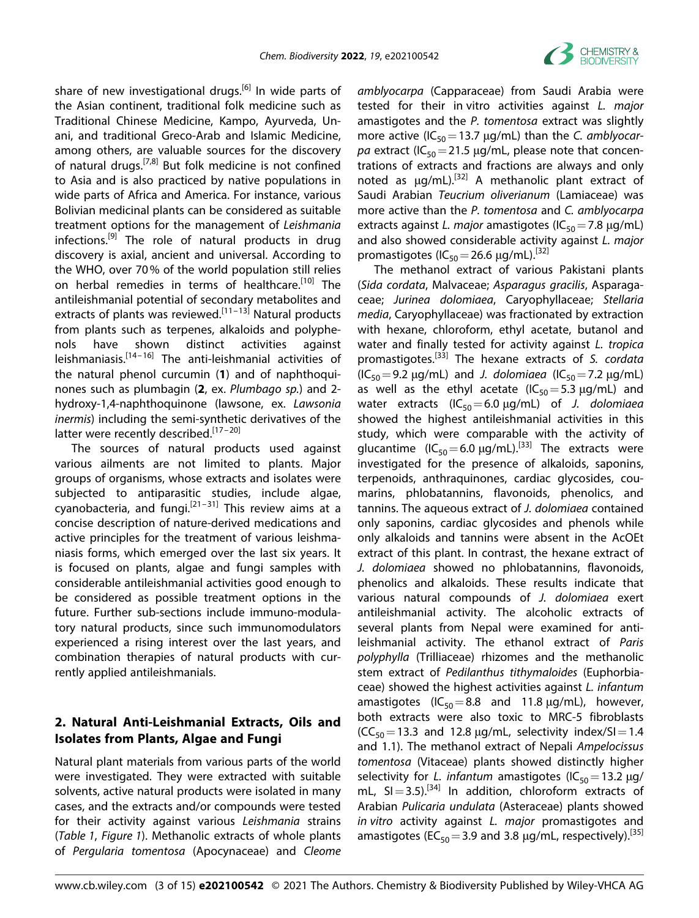share of new investigational drugs.[6] In wide parts of the Asian continent, traditional folk medicine such as Traditional Chinese Medicine, Kampo, Ayurveda, Unani, and traditional Greco-Arab and Islamic Medicine, among others, are valuable sources for the discovery of natural drugs.[7,8] But folk medicine is not confined to Asia and is also practiced by native populations in wide parts of Africa and America. For instance, various Bolivian medicinal plants can be considered as suitable treatment options for the management of *Leishmania* infections.[9] The role of natural products in drug discovery is axial, ancient and universal. According to the WHO, over 70% of the world population still relies on herbal remedies in terms of healthcare.[10] The antileishmanial potential of secondary metabolites and extracts of plants was reviewed.[11–13] Natural products from plants such as terpenes, alkaloids and polyphenols have shown distinct activities against leishmaniasis.[14–16] The anti-leishmanial activities of the natural phenol curcumin (**1**) and of naphthoquinones such as plumbagin (**2**, ex. *Plumbago sp.*) and 2-hydroxy-1,4-naphthoquinone (lawsone, ex. *Lawsonia inermis*) including the semi-synthetic derivatives of the latter were recently described.[17–20]

The sources of natural products used against various ailments are not limited to plants. Major groups of organisms, whose extracts and isolates were subjected to antiparasitic studies, include algae, cyanobacteria, and fungi.[21–31] This review aims at a concise description of nature-derived medications and active principles for the treatment of various leishmaniasis forms, which emerged over the last six years. It is focused on plants, algae and fungi samples with considerable antileishmanial activities good enough to be considered as possible treatment options in the future. Further sub-sections include immuno-modulatory natural products, since such immunomodulators experienced a rising interest over the last years, and combination therapies of natural products with currently applied antileishmanials.

## 2. Natural Anti-Leishmanial Extracts, Oils and Isolates from Plants, Algae and Fungi

Natural plant materials from various parts of the world were investigated. They were extracted with suitable solvents, active natural products were isolated in many cases, and the extracts and/or compounds were tested for their activity against various *Leishmania* strains (*Table 1*, *Figure 1*). Methanolic extracts of whole plants of *Pergularia tomentosa* (Apocynaceae) and *Cleome amblyocarpa* (Capparaceae) from Saudi Arabia were tested for their in vitro activities against *L. major* amastigotes and the *P. tomentosa* extract was slightly more active ($IC_{50}$ = 13.7 μg/mL) than the *C. amblyocarpa* extract ($IC_{50}$ = 21.5 μg/mL, please note that concentrations of extracts and fractions are always and only noted as μg/mL).[32] A methanolic plant extract of Saudi Arabian *Teucrium oliverianum* (Lamiaceae) was more active than the *P. tomentosa* and *C. amblyocarpa* extracts against *L. major* amastigotes ($IC_{50}$ = 7.8 μg/mL) and also showed considerable activity against *L. major* promastigotes ($IC_{50}$ = 26.6 μg/mL).[32]

The methanol extract of various Pakistani plants (*Sida cordata*, Malvaceae; *Asparagus gracilis*, Asparagaceae; *Jurinea dolomiaea*, Caryophyllaceae; *Stellaria media*, Caryophyllaceae) was fractionated by extraction with hexane, chloroform, ethyl acetate, butanol and water and finally tested for activity against *L. tropica* promastigotes.[33] The hexane extracts of *S. cordata* ($IC_{50}$ = 9.2 μg/mL) and *J. dolomiaea* ($IC_{50}$ = 7.2 μg/mL) as well as the ethyl acetate ($IC_{50}$ = 5.3 μg/mL) and water extracts ($IC_{50}$ = 6.0 μg/mL) of *J. dolomiaea* showed the highest antileishmanial activities in this study, which were comparable with the activity of glucantime ($IC_{50}$ = 6.0 μg/mL).[33] The extracts were investigated for the presence of alkaloids, saponins, terpenoids, anthraquinones, cardiac glycosides, coumarins, phlobatannins, flavonoids, phenolics, and tannins. The aqueous extract of *J. dolomiaea* contained only saponins, cardiac glycosides and phenols while only alkaloids and tannins were absent in the AcOEt extract of this plant. In contrast, the hexane extract of *J. dolomiaea* showed no phlobatannins, flavonoids, phenolics and alkaloids. These results indicate that various natural compounds of *J. dolomiaea* exert antileishmanial activity. The alcoholic extracts of several plants from Nepal were examined for anti-leishmanial activity. The ethanol extract of *Paris polyphylla* (Trilliaceae) rhizomes and the methanolic stem extract of *Pedilanthus tithymaloides* (Euphorbiaceae) showed the highest activities against *L. infantum* amastigotes ($IC_{50}$ = 8.8 and 11.8 μg/mL), however, both extracts were also toxic to MRC-5 fibroblasts ($CC_{50}$ = 13.3 and 12.8 μg/mL, selectivity index/SI = 1.4 and 1.1). The methanol extract of Nepali *Ampelocissus tomentosa* (Vitaceae) plants showed distinctly higher selectivity for *L. infantum* amastigotes ($IC_{50}$ = 13.2 μg/mL, SI = 3.5).[34] In addition, chloroform extracts of Arabian *Pulicaria undulata* (Asteraceae) plants showed *in vitro* activity against *L. major* promastigotes and amastigotes ($EC_{50}$ = 3.9 and 3.8 μg/mL, respectively).[35]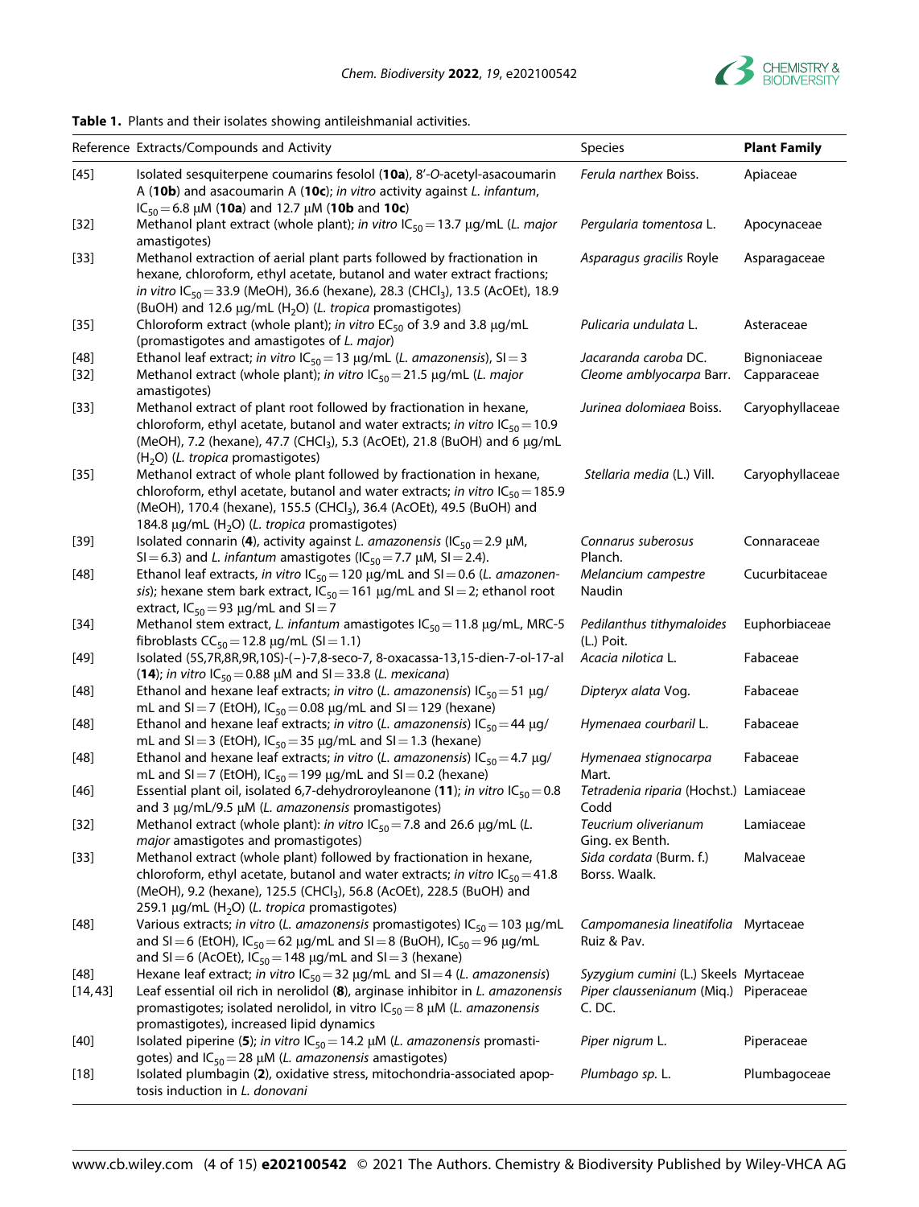**Table 1.** Plants and their isolates showing antileishmanial activities.

| Reference | Extracts/Compounds and Activity | Species | **Plant Family** |
|---|---|---|---|
| [45] | Isolated sesquiterpene coumarins fesolol (**10a**), 8′-*O*-acetyl-asacoumarin A (**10b**) and asacoumarin A (**10c**); *in vitro* activity against *L. infantum*, $IC_{50}$ = 6.8 μM (**10a**) and 12.7 μM (**10b** and **10c**) | *Ferula narthex* Boiss. | Apiaceae |
| [32] | Methanol plant extract (whole plant); *in vitro* $IC_{50}$ = 13.7 μg/mL (*L. major* amastigotes) | *Pergularia tomentosa* L. | Apocynaceae |
| [33] | Methanol extraction of aerial plant parts followed by fractionation in hexane, chloroform, ethyl acetate, butanol and water extract fractions; *in vitro* $IC_{50}$ = 33.9 (MeOH), 36.6 (hexane), 28.3 ($CHCl_3$), 13.5 (AcOEt), 18.9 (BuOH) and 12.6 μg/mL ($H_2O$) (*L. tropica* promastigotes) | *Asparagus gracilis* Royle | Asparagaceae |
| [35] | Chloroform extract (whole plant); *in vitro* $EC_{50}$ of 3.9 and 3.8 μg/mL (promastigotes and amastigotes of *L. major*) | *Pulicaria undulata* L. | Asteraceae |
| [48] | Ethanol leaf extract; *in vitro* $IC_{50}$ = 13 μg/mL (*L. amazonensis*), SI = 3 | *Jacaranda caroba* DC. | Bignoniaceae |
| [32] | Methanol extract (whole plant); *in vitro* $IC_{50}$ = 21.5 μg/mL (*L. major* amastigotes) | *Cleome amblyocarpa* Barr. | Capparaceae |
| [33] | Methanol extract of plant root followed by fractionation in hexane, chloroform, ethyl acetate, butanol and water extracts; *in vitro* $IC_{50}$ = 10.9 (MeOH), 7.2 (hexane), 47.7 ($CHCl_3$), 5.3 (AcOEt), 21.8 (BuOH) and 6 μg/mL ($H_2O$) (*L. tropica* promastigotes) | *Jurinea dolomiaea* Boiss. | Caryophyllaceae |
| [35] | Methanol extract of whole plant followed by fractionation in hexane, chloroform, ethyl acetate, butanol and water extracts; *in vitro* $IC_{50}$ = 185.9 (MeOH), 170.4 (hexane), 155.5 ($CHCl_3$), 36.4 (AcOEt), 49.5 (BuOH) and 184.8 μg/mL ($H_2O$) (*L. tropica* promastigotes) | *Stellaria media* (L.) Vill. | Caryophyllaceae |
| [39] | Isolated connarin (**4**), activity against *L. amazonensis* ($IC_{50}$ = 2.9 μM, SI = 6.3) and *L. infantum* amastigotes ($IC_{50}$ = 7.7 μM, SI = 2.4). | *Connarus suberosus* Planch. | Connaraceae |
| [48] | Ethanol leaf extracts, *in vitro* $IC_{50}$ = 120 μg/mL and SI = 0.6 (*L. amazonensis*); hexane stem bark extract, $IC_{50}$ = 161 μg/mL and SI = 2; ethanol root extract, $IC_{50}$ = 93 μg/mL and SI = 7 | *Melancium campestre* Naudin | Cucurbitaceae |
| [34] | Methanol stem extract, *L. infantum* amastigotes $IC_{50}$ = 11.8 μg/mL, MRC-5 fibroblasts $CC_{50}$ = 12.8 μg/mL (SI = 1.1) | *Pedilanthus tithymaloides* (L.) Poit. | Euphorbiaceae |
| [49] | Isolated (5S,7R,8R,9R,10S)-(−)-7,8-seco-7, 8-oxacassa-13,15-dien-7-ol-17-al (**14**); *in vitro* $IC_{50}$ = 0.88 μM and SI = 33.8 (*L. mexicana*) | *Acacia nilotica* L. | Fabaceae |
| [48] | Ethanol and hexane leaf extracts; *in vitro* (*L. amazonensis*) $IC_{50}$ = 51 μg/mL and SI = 7 (EtOH), $IC_{50}$ = 0.08 μg/mL and SI = 129 (hexane) | *Dipteryx alata* Vog. | Fabaceae |
| [48] | Ethanol and hexane leaf extracts; *in vitro* (*L. amazonensis*) $IC_{50}$ = 44 μg/mL and SI = 3 (EtOH), $IC_{50}$ = 35 μg/mL and SI = 1.3 (hexane) | *Hymenaea courbaril* L. | Fabaceae |
| [48] | Ethanol and hexane leaf extracts; *in vitro* (*L. amazonensis*) $IC_{50}$ = 4.7 μg/mL and SI = 7 (EtOH), $IC_{50}$ = 199 μg/mL and SI = 0.2 (hexane) | *Hymenaea stignocarpa* Mart. | Fabaceae |
| [46] | Essential plant oil, isolated 6,7-dehydroroyleanone (**11**); *in vitro* $IC_{50}$ = 0.8 and 3 μg/mL/9.5 μM (*L. amazonensis* promastigotes) | *Tetradenia riparia* (Hochst.) Codd | Lamiaceae |
| [32] | Methanol extract (whole plant): *in vitro* $IC_{50}$ = 7.8 and 26.6 μg/mL (*L. major* amastigotes and promastigotes) | *Teucrium oliverianum* Ging. ex Benth. | Lamiaceae |
| [33] | Methanol extract (whole plant) followed by fractionation in hexane, chloroform, ethyl acetate, butanol and water extracts; *in vitro* $IC_{50}$ = 41.8 (MeOH), 9.2 (hexane), 125.5 ($CHCl_3$), 56.8 (AcOEt), 228.5 (BuOH) and 259.1 μg/mL ($H_2O$) (*L. tropica* promastigotes) | *Sida cordata* (Burm. f.) Borss. Waalk. | Malvaceae |
| [48] | Various extracts; *in vitro* (*L. amazonensis* promastigotes) $IC_{50}$ = 103 μg/mL and SI = 6 (EtOH), $IC_{50}$ = 62 μg/mL and SI = 8 (BuOH), $IC_{50}$ = 96 μg/mL and SI = 6 (AcOEt), $IC_{50}$ = 148 μg/mL and SI = 3 (hexane) | *Campomanesia lineatifolia* Ruiz & Pav. | Myrtaceae |
| [48] | Hexane leaf extract; *in vitro* $IC_{50}$ = 32 μg/mL and SI = 4 (*L. amazonensis*) | *Syzygium cumini* (L.) Skeels | Myrtaceae |
| [14, 43] | Leaf essential oil rich in nerolidol (**8**), arginase inhibitor in *L. amazonensis* promastigotes; isolated nerolidol, in vitro $IC_{50}$ = 8 μM (*L. amazonensis* promastigotes), increased lipid dynamics | *Piper claussenianum* (Miq.) C. DC. | Piperaceae |
| [40] | Isolated piperine (**5**); *in vitro* $IC_{50}$ = 14.2 μM (*L. amazonensis* promastigotes) and $IC_{50}$ = 28 μM (*L. amazonensis* amastigotes) | *Piper nigrum* L. | Piperaceae |
| [18] | Isolated plumbagin (**2**), oxidative stress, mitochondria-associated apoptosis induction in *L. donovani* | *Plumbago sp.* L. | Plumbagoceae |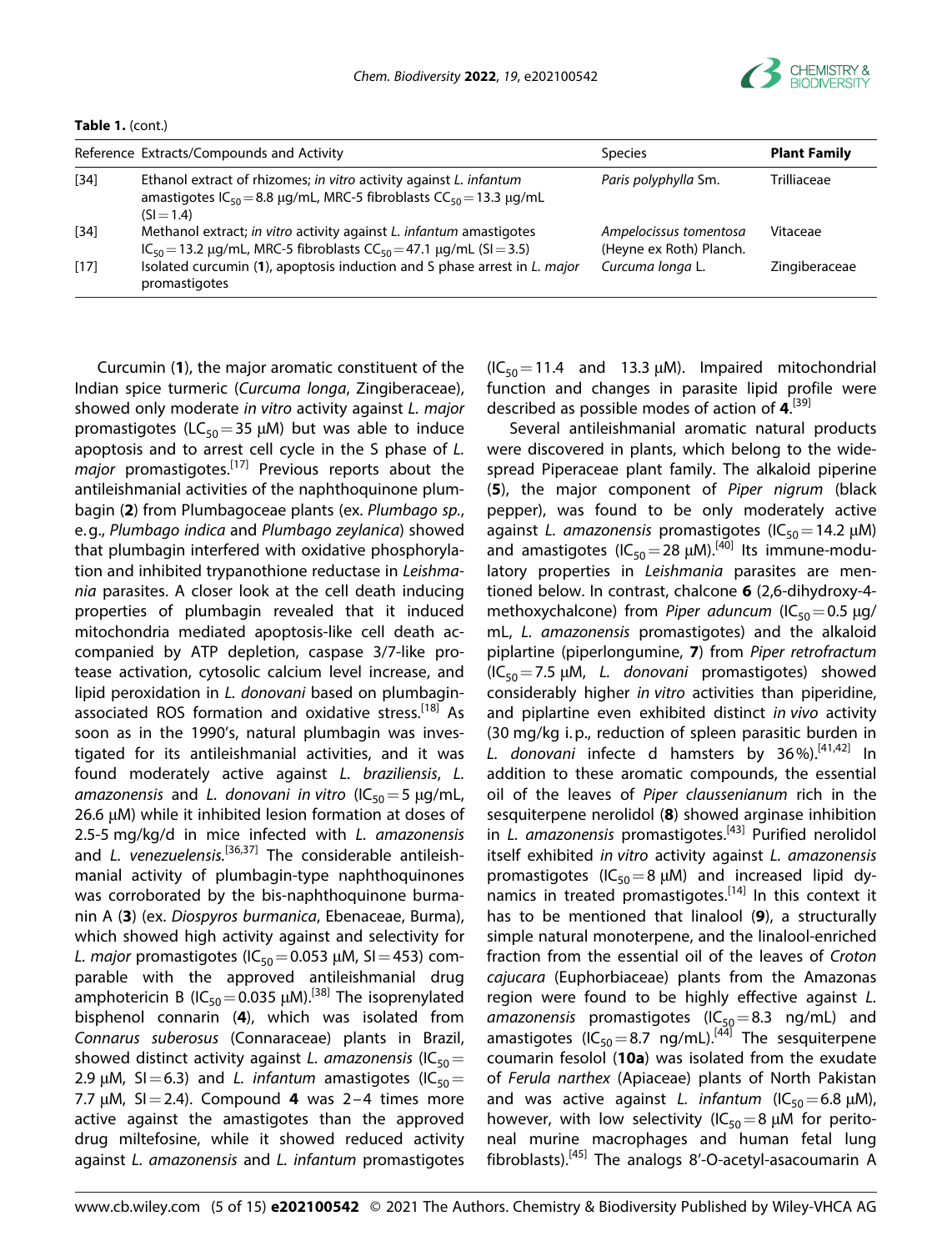**Table 1.** (cont.)

| Reference | Extracts/Compounds and Activity | Species | **Plant Family** |
|---|---|---|---|
| [34] | Ethanol extract of rhizomes; *in vitro* activity against *L. infantum* amastigotes $IC_{50}$ = 8.8 μg/mL, MRC-5 fibroblasts $CC_{50}$ = 13.3 μg/mL (SI = 1.4) | *Paris polyphylla* Sm. | Trilliaceae |
| [34] | Methanol extract; *in vitro* activity against *L. infantum* amastigotes $IC_{50}$ = 13.2 μg/mL, MRC-5 fibroblasts $CC_{50}$ = 47.1 μg/mL (SI = 3.5) | *Ampelocissus tomentosa* (Heyne ex Roth) Planch. | Vitaceae |
| [17] | Isolated curcumin (**1**), apoptosis induction and S phase arrest in *L. major* promastigotes | *Curcuma longa* L. | Zingiberaceae |

Curcumin (**1**), the major aromatic constituent of the Indian spice turmeric (*Curcuma longa*, Zingiberaceae), showed only moderate *in vitro* activity against *L. major* promastigotes ($LC_{50}$ = 35 μM) but was able to induce apoptosis and to arrest cell cycle in the S phase of *L. major* promastigotes.[17] Previous reports about the antileishmanial activities of the naphthoquinone plumbagin (**2**) from Plumbagoceae plants (ex. *Plumbago sp.*, e.g., *Plumbago indica* and *Plumbago zeylanica*) showed that plumbagin interfered with oxidative phosphorylation and inhibited trypanothione reductase in *Leishmania* parasites. A closer look at the cell death inducing properties of plumbagin revealed that it induced mitochondria mediated apoptosis-like cell death accompanied by ATP depletion, caspase 3/7-like protease activation, cytosolic calcium level increase, and lipid peroxidation in *L. donovani* based on plumbagin-associated ROS formation and oxidative stress.[18] As soon as in the 1990's, natural plumbagin was investigated for its antileishmanial activities, and it was found moderately active against *L. braziliensis*, *L. amazonensis* and *L. donovani in vitro* ($IC_{50}$ = 5 μg/mL, 26.6 μM) while it inhibited lesion formation at doses of 2.5-5 mg/kg/d in mice infected with *L. amazonensis* and *L. venezuelensis*.[36,37] The considerable antileishmanial activity of plumbagin-type naphthoquinones was corroborated by the bis-naphthoquinone burmanin A (**3**) (ex. *Diospyros burmanica*, Ebenaceae, Burma), which showed high activity against and selectivity for *L. major* promastigotes ($IC_{50}$ = 0.053 μM, SI = 453) comparable with the approved antileishmanial drug amphotericin B ($IC_{50}$ = 0.035 μM).[38] The isoprenylated bisphenol connarin (**4**), which was isolated from *Connarus suberosus* (Connaraceae) plants in Brazil, showed distinct activity against *L. amazonensis* ($IC_{50}$ = 2.9 μM, SI = 6.3) and *L. infantum* amastigotes ($IC_{50}$ = 7.7 μM, SI = 2.4). Compound **4** was 2–4 times more active against the amastigotes than the approved drug miltefosine, while it showed reduced activity against *L. amazonensis* and *L. infantum* promastigotes ($IC_{50}$ = 11.4 and 13.3 μM). Impaired mitochondrial function and changes in parasite lipid profile were described as possible modes of action of **4**.[39]

Several antileishmanial aromatic natural products were discovered in plants, which belong to the widespread Piperaceae plant family. The alkaloid piperine (**5**), the major component of *Piper nigrum* (black pepper), was found to be only moderately active against *L. amazonensis* promastigotes ($IC_{50}$ = 14.2 μM) and amastigotes ($IC_{50}$ = 28 μM).[40] Its immune-modulatory properties in *Leishmania* parasites are mentioned below. In contrast, chalcone **6** (2,6-dihydroxy-4-methoxychalcone) from *Piper aduncum* ($IC_{50}$ = 0.5 μg/mL, *L. amazonensis* promastigotes) and the alkaloid piplartine (piperlongumine, **7**) from *Piper retrofractum* ($IC_{50}$ = 7.5 μM, *L. donovani* promastigotes) showed considerably higher *in vitro* activities than piperidine, and piplartine even exhibited distinct *in vivo* activity (30 mg/kg i.p., reduction of spleen parasitic burden in *L. donovani* infecte d hamsters by 36%).[41,42] In addition to these aromatic compounds, the essential oil of the leaves of *Piper claussenianum* rich in the sesquiterpene nerolidol (**8**) showed arginase inhibition in *L. amazonensis* promastigotes.[43] Purified nerolidol itself exhibited *in vitro* activity against *L. amazonensis* promastigotes ($IC_{50}$ = 8 μM) and increased lipid dynamics in treated promastigotes.[14] In this context it has to be mentioned that linalool (**9**), a structurally simple natural monoterpene, and the linalool-enriched fraction from the essential oil of the leaves of *Croton cajucara* (Euphorbiaceae) plants from the Amazonas region were found to be highly effective against *L. amazonensis* promastigotes ($IC_{50}$ = 8.3 ng/mL) and amastigotes ($IC_{50}$ = 8.7 ng/mL).[44] The sesquiterpene coumarin fesolol (**10a**) was isolated from the exudate of *Ferula narthex* (Apiaceae) plants of North Pakistan and was active against *L. infantum* ($IC_{50}$ = 6.8 μM), however, with low selectivity ($IC_{50}$ = 8 μM for peritoneal murine macrophages and human fetal lung fibroblasts).[45] The analogs 8′-O-acetyl-asacoumarin A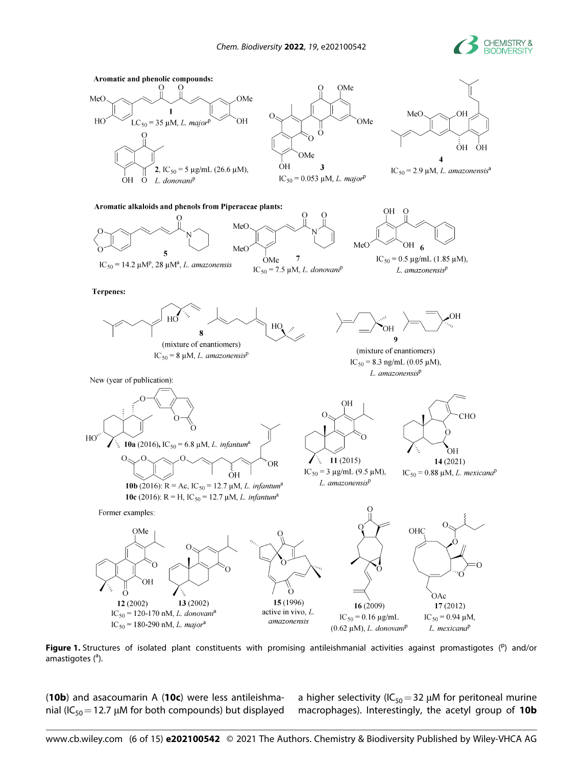**Aromatic and phenolic compounds:**

**1**, $LC_{50}$ = 35 µM, *L. major*[p]

**2**, $IC_{50}$ = 5 µg/mL (26.6 µM), *L. donovani*[p]

**3**, $IC_{50}$ = 0.053 µM, *L. major*[p]

**4**, $IC_{50}$ = 2.9 µM, *L. amazonensis*[a]

**Aromatic alkaloids and phenols from Piperaceae plants:**

**5**, $IC_{50}$ = 14.2 µM[p], 28 µM[a], *L. amazonensis*

**7**, $IC_{50}$ = 7.5 µM, *L. donovani*[p]

**6**, $IC_{50}$ = 0.5 µg/mL (1.85 µM), *L. amazonensis*[p]

**Terpenes:**

**8** (mixture of enantiomers) $IC_{50}$ = 8 µM, *L. amazonensis*[p]

**9** (mixture of enantiomers) $IC_{50}$ = 8.3 ng/mL (0.05 µM), *L. amazonensis*[p]

New (year of publication):

**10a** (2016), $IC_{50}$ = 6.8 µM, *L. infantum*[a]

**10b** (2016): R = Ac, $IC_{50}$ = 12.7 µM, *L. infantum*[a]

**10c** (2016): R = H, $IC_{50}$ = 12.7 µM, *L. infantum*[a]

**11** (2015) $IC_{50}$ = 3 µg/mL (9.5 µM), *L. amazonensis*[p]

**14** (2021) $IC_{50}$ = 0.88 µM, *L. mexicana*[p]

Former examples:

**12** (2002), **13** (2002) $IC_{50}$ = 120-170 nM, *L. donovani*[a]; $IC_{50}$ = 180-290 nM, *L. major*[a]

**15** (1996) active in vivo, *L. amazonensis*

**16** (2009) $IC_{50}$ = 0.16 µg/mL (0.62 µM), *L. donovani*[p]

**17** (2012) $IC_{50}$ = 0.94 µM, *L. mexicana*[p]

**Figure 1.** Structures of isolated plant constituents with promising antileishmanial activities against promastigotes ([p]) and/or amastigotes ([a]).

(**10b**) and asacoumarin A (**10c**) were less antileishmanial ($IC_{50}$ = 12.7 µM for both compounds) but displayed a higher selectivity ($IC_{50}$ = 32 µM for peritoneal murine macrophages). Interestingly, the acetyl group of **10b**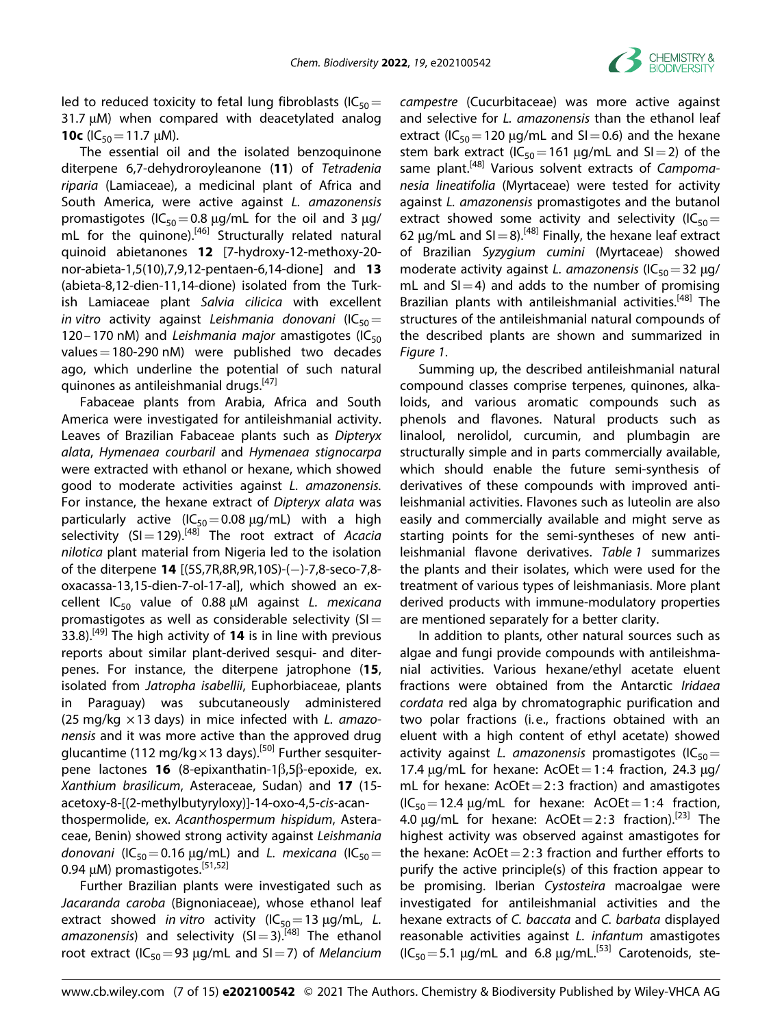led to reduced toxicity to fetal lung fibroblasts ($IC_{50}$ = 31.7 μM) when compared with deacetylated analog **10c** ($IC_{50}$ = 11.7 μM).

The essential oil and the isolated benzoquinone diterpene 6,7-dehydroroyleanone (**11**) of *Tetradenia riparia* (Lamiaceae), a medicinal plant of Africa and South America, were active against *L. amazonensis* promastigotes ($IC_{50}$ = 0.8 μg/mL for the oil and 3 μg/mL for the quinone).[46] Structurally related natural quinoid abietanones **12** [7-hydroxy-12-methoxy-20-nor-abieta-1,5(10),7,9,12-pentaen-6,14-dione] and **13** (abieta-8,12-dien-11,14-dione) isolated from the Turkish Lamiaceae plant *Salvia cilicica* with excellent *in vitro* activity against *Leishmania donovani* ($IC_{50}$ = 120–170 nM) and *Leishmania major* amastigotes ($IC_{50}$ values = 180-290 nM) were published two decades ago, which underline the potential of such natural quinones as antileishmanial drugs.[47]

Fabaceae plants from Arabia, Africa and South America were investigated for antileishmanial activity. Leaves of Brazilian Fabaceae plants such as *Dipteryx alata*, *Hymenaea courbaril* and *Hymenaea stignocarpa* were extracted with ethanol or hexane, which showed good to moderate activities against *L. amazonensis*. For instance, the hexane extract of *Dipteryx alata* was particularly active ($IC_{50}$ = 0.08 μg/mL) with a high selectivity (SI = 129).[48] The root extract of *Acacia nilotica* plant material from Nigeria led to the isolation of the diterpene **14** [(5S,7R,8R,9R,10S)-(−)-7,8-seco-7,8-oxacassa-13,15-dien-7-ol-17-al], which showed an excellent $IC_{50}$ value of 0.88 μM against *L. mexicana* promastigotes as well as considerable selectivity (SI = 33.8).[49] The high activity of **14** is in line with previous reports about similar plant-derived sesqui- and diterpenes. For instance, the diterpene jatrophone (**15**, isolated from *Jatropha isabellii*, Euphorbiaceae, plants in Paraguay) was subcutaneously administered (25 mg/kg ×13 days) in mice infected with *L. amazonensis* and it was more active than the approved drug glucantime (112 mg/kg × 13 days).[50] Further sesquiterpene lactones **16** (8-epixanthatin-1β,5β-epoxide, ex. *Xanthium brasilicum*, Asteraceae, Sudan) and **17** (15-acetoxy-8-[(2-methylbutyryloxy)]-14-oxo-4,5-*cis*-acanthospermolide, ex. *Acanthospermum hispidum*, Asteraceae, Benin) showed strong activity against *Leishmania donovani* ($IC_{50}$ = 0.16 μg/mL) and *L. mexicana* ($IC_{50}$ = 0.94 μM) promastigotes.[51,52]

Further Brazilian plants were investigated such as *Jacaranda caroba* (Bignoniaceae), whose ethanol leaf extract showed *in vitro* activity ($IC_{50}$ = 13 μg/mL, *L. amazonensis*) and selectivity (SI = 3).[48] The ethanol root extract ($IC_{50}$ = 93 μg/mL and SI = 7) of *Melancium campestre* (Cucurbitaceae) was more active against and selective for *L. amazonensis* than the ethanol leaf extract ($IC_{50}$ = 120 μg/mL and SI = 0.6) and the hexane stem bark extract ($IC_{50}$ = 161 μg/mL and SI = 2) of the same plant.[48] Various solvent extracts of *Campomanesia lineatifolia* (Myrtaceae) were tested for activity against *L. amazonensis* promastigotes and the butanol extract showed some activity and selectivity ($IC_{50}$ = 62 μg/mL and SI = 8).[48] Finally, the hexane leaf extract of Brazilian *Syzygium cumini* (Myrtaceae) showed moderate activity against *L. amazonensis* ($IC_{50}$ = 32 μg/mL and SI = 4) and adds to the number of promising Brazilian plants with antileishmanial activities.[48] The structures of the antileishmanial natural compounds of the described plants are shown and summarized in *Figure 1*.

Summing up, the described antileishmanial natural compound classes comprise terpenes, quinones, alkaloids, and various aromatic compounds such as phenols and flavones. Natural products such as linalool, nerolidol, curcumin, and plumbagin are structurally simple and in parts commercially available, which should enable the future semi-synthesis of derivatives of these compounds with improved antileishmanial activities. Flavones such as luteolin are also easily and commercially available and might serve as starting points for the semi-syntheses of new antileishmanial flavone derivatives. *Table 1* summarizes the plants and their isolates, which were used for the treatment of various types of leishmaniases. More plant derived products with immune-modulatory properties are mentioned separately for a better clarity.

In addition to plants, other natural sources such as algae and fungi provide compounds with antileishmanial activities. Various hexane/ethyl acetate eluent fractions were obtained from the Antarctic *Iridaea cordata* red alga by chromatographic purification and two polar fractions (i.e., fractions obtained with an eluent with a high content of ethyl acetate) showed activity against *L. amazonensis* promastigotes ($IC_{50}$ = 17.4 μg/mL for hexane: AcOEt = 1:4 fraction, 24.3 μg/mL for hexane: AcOEt = 2:3 fraction) and amastigotes ($IC_{50}$ = 12.4 μg/mL for hexane: AcOEt = 1:4 fraction, 4.0 μg/mL for hexane: AcOEt = 2:3 fraction).[23] The highest activity was observed against amastigotes for the hexane: AcOEt = 2:3 fraction and further efforts to purify the active principle(s) of this fraction appear to be promising. Iberian *Cystosteira* macroalgae were investigated for antileishmanial activities and the hexane extracts of *C. baccata* and *C. barbata* displayed reasonable activities against *L. infantum* amastigotes ($IC_{50}$ = 5.1 μg/mL and 6.8 μg/mL.[53] Carotenoids, ste-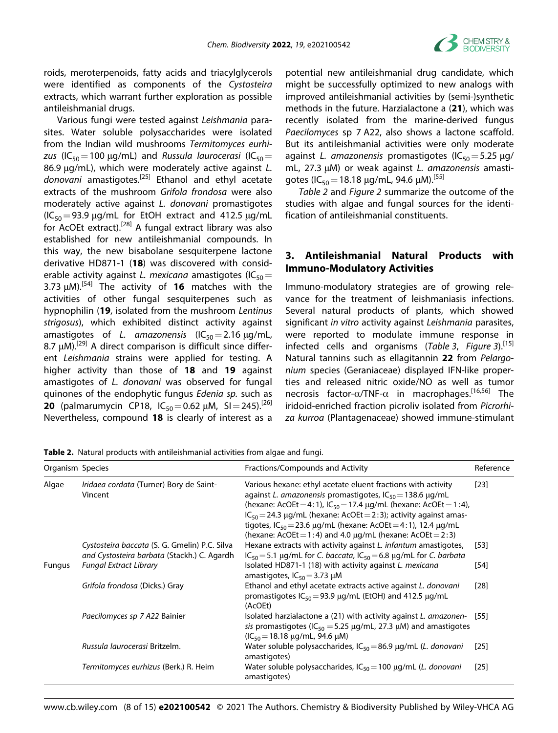roids, meroterpenoids, fatty acids and triacylglycerols were identified as components of the *Cystosteira* extracts, which warrant further exploration as possible antileishmanial drugs.

Various fungi were tested against *Leishmania* parasites. Water soluble polysaccharides were isolated from the Indian wild mushrooms *Termitomyces eurhizus* ($IC_{50}$ = 100 μg/mL) and *Russula laurocerasi* ($IC_{50}$ = 86.9 μg/mL), which were moderately active against *L. donovani* amastigotes.[25] Ethanol and ethyl acetate extracts of the mushroom *Grifola frondosa* were also moderately active against *L. donovani* promastigotes ($IC_{50}$ = 93.9 μg/mL for EtOH extract and 412.5 μg/mL for AcOEt extract).[28] A fungal extract library was also established for new antileishmanial compounds. In this way, the new bisabolane sesquiterpene lactone derivative HD871-1 (**18**) was discovered with considerable activity against *L. mexicana* amastigotes ($IC_{50}$ = 3.73 μM).[54] The activity of **16** matches with the activities of other fungal sesquiterpenes such as hypnophilin (**19**, isolated from the mushroom *Lentinus strigosus*), which exhibited distinct activity against amastigotes of *L. amazonensis* ($IC_{50}$ = 2.16 μg/mL, 8.7 μM).[29] A direct comparison is difficult since different *Leishmania* strains were applied for testing. A higher activity than those of **18** and **19** against amastigotes of *L. donovani* was observed for fungal quinones of the endophytic fungus *Edenia sp.* such as **20** (palmarumycin CP18, $IC_{50}$ = 0.62 μM, SI = 245).[26] Nevertheless, compound **18** is clearly of interest as a potential new antileishmanial drug candidate, which might be successfully optimized to new analogs with improved antileishmanial activities by (semi-)synthetic methods in the future. Harzialactone a (**21**), which was recently isolated from the marine-derived fungus *Paecilomyces* sp 7 A22, also shows a lactone scaffold. But its antileishmanial activities were only moderate against *L. amazonensis* promastigotes ($IC_{50}$ = 5.25 μg/mL, 27.3 μM) or weak against *L. amazonensis* amastigotes ($IC_{50}$ = 18.18 μg/mL, 94.6 μM).[55]

*Table 2* and *Figure 2* summarize the outcome of the studies with algae and fungal sources for the identification of antileishmanial constituents.

## 3. Antileishmanial Natural Products with Immuno-Modulatory Activities

Immuno-modulatory strategies are of growing relevance for the treatment of leishmaniasis infections. Several natural products of plants, which showed significant *in vitro* activity against *Leishmania* parasites, were reported to modulate immune response in infected cells and organisms (*Table 3*, *Figure 3*).[15] Natural tannins such as ellagitannin **22** from *Pelargonium* species (Geraniaceae) displayed IFN-like properties and released nitric oxide/NO as well as tumor necrosis factor-α/TNF-α in macrophages.[16,56] The iridoid-enriched fraction picroliv isolated from *Picrorhiza kurroa* (Plantagenaceae) showed immune-stimulant

**Table 2.** Natural products with antileishmanial activities from algae and fungi.

| Organism | Species | Fractions/Compounds and Activity | Reference |
|---|---|---|---|
| Algae | *Iridaea cordata* (Turner) Bory de Saint-Vincent | Various hexane: ethyl acetate eluent fractions with activity against *L. amazonensis* promastigotes, $IC_{50}$ = 138.6 μg/mL (hexane: AcOEt = 4:1), $IC_{50}$ = 17.4 μg/mL (hexane: AcOEt = 1:4), $IC_{50}$ = 24.3 μg/mL (hexane: AcOEt = 2:3); activity against amastigotes, $IC_{50}$ = 23.6 μg/mL (hexane: AcOEt = 4:1), 12.4 μg/mL (hexane: AcOEt = 1:4) and 4.0 μg/mL (hexane: AcOEt = 2:3) | [23] |
| | *Cystosteira baccata* (S. G. Gmelin) P.C. Silva and *Cystosteira barbata* (Stackh.) C. Agardh | Hexane extracts with activity against *L. infantum* amastigotes, $IC_{50}$ = 5.1 μg/mL for *C. baccata*, $IC_{50}$ = 6.8 μg/mL for *C. barbata* | [53] |
| Fungus | *Fungal Extract Library* | Isolated HD871-1 (18) with activity against *L. mexicana* amastigotes, $IC_{50}$ = 3.73 μM | [54] |
| | *Grifola frondosa* (Dicks.) Gray | Ethanol and ethyl acetate extracts active against *L. donovani* promastigotes $IC_{50}$ = 93.9 μg/mL (EtOH) and 412.5 μg/mL (AcOEt) | [28] |
| | *Paecilomyces sp 7 A22* Bainier | Isolated harzialactone a (21) with activity against *L. amazonensis* promastigotes ($IC_{50}$ = 5.25 μg/mL, 27.3 μM) and amastigotes ($IC_{50}$ = 18.18 μg/mL, 94.6 μM) | [55] |
| | *Russula laurocerasi* Britzelm. | Water soluble polysaccharides, $IC_{50}$ = 86.9 μg/mL (*L. donovani* amastigotes) | [25] |
| | *Termitomyces eurhizus* (Berk.) R. Heim | Water soluble polysaccharides, $IC_{50}$ = 100 μg/mL (*L. donovani* amastigotes) | [25] |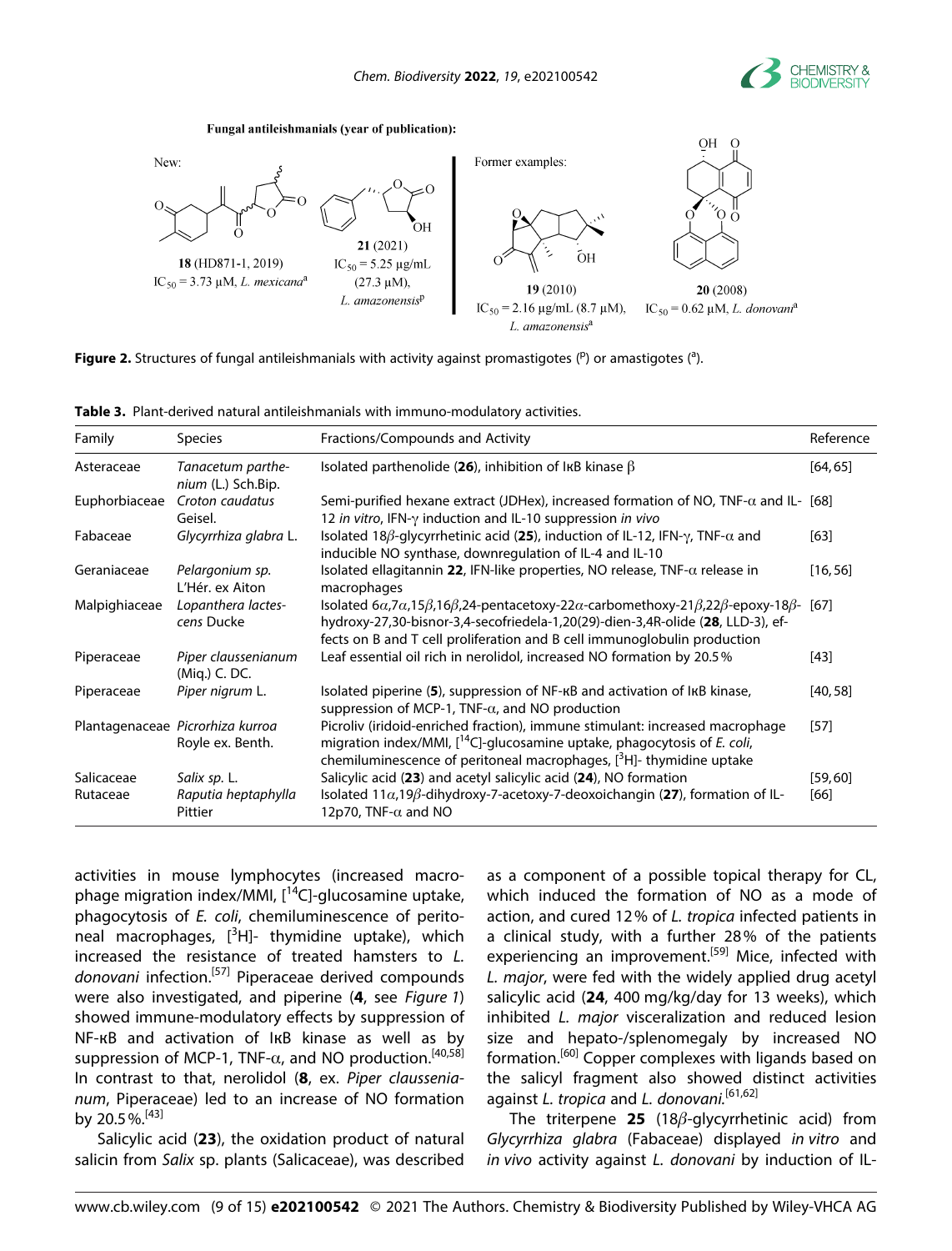**Fungal antileishmanials (year of publication):**

New:

**18** (HD871-1, 2019) $IC_{50}$ = 3.73 μM, *L. mexicana*[a]

**21** (2021) $IC_{50}$ = 5.25 μg/mL (27.3 μM), *L. amazonensis*[p]

Former examples:

**19** (2010) $IC_{50}$ = 2.16 μg/mL (8.7 μM), *L. amazonensis*[a]

**20** (2008) $IC_{50}$ = 0.62 μM, *L. donovani*[a]

**Figure 2.** Structures of fungal antileishmanials with activity against promastigotes ([p]) or amastigotes ([a]).

**Table 3.** Plant-derived natural antileishmanials with immuno-modulatory activities.

| Family | Species | Fractions/Compounds and Activity | Reference |
|---|---|---|---|
| Asteraceae | *Tanacetum parthenium* (L.) Sch.Bip. | Isolated parthenolide (**26**), inhibition of IκB kinase β | [64, 65] |
| Euphorbiaceae | *Croton caudatus* Geisel. | Semi-purified hexane extract (JDHex), increased formation of NO, TNF-α and IL-12 *in vitro*, IFN-γ induction and IL-10 suppression *in vivo* | [68] |
| Fabaceae | *Glycyrrhiza glabra* L. | Isolated 18β-glycyrrhetinic acid (**25**), induction of IL-12, IFN-γ, TNF-α and inducible NO synthase, downregulation of IL-4 and IL-10 | [63] |
| Geraniaceae | *Pelargonium sp.* L'Hér. ex Aiton | Isolated ellagitannin **22**, IFN-like properties, NO release, TNF-α release in macrophages | [16, 56] |
| Malpighiaceae | *Lopanthera lactescens* Ducke | Isolated 6α,7α,15β,16β,24-pentacetoxy-22α-carbomethoxy-21β,22β-epoxy-18β-hydroxy-27,30-bisnor-3,4-secofriedela-1,20(29)-dien-3,4R-olide (**28**, LLD-3), effects on B and T cell proliferation and B cell immunoglobulin production | [67] |
| Piperaceae | *Piper claussenianum* (Miq.) C. DC. | Leaf essential oil rich in nerolidol, increased NO formation by 20.5% | [43] |
| Piperaceae | *Piper nigrum* L. | Isolated piperine (**5**), suppression of NF-κB and activation of IκB kinase, suppression of MCP-1, TNF-α, and NO production | [40, 58] |
| Plantagenaceae | *Picrorhiza kurroa* Royle ex. Benth. | Picroliv (iridoid-enriched fraction), immune stimulant: increased macrophage migration index/MMI, [14C]-glucosamine uptake, phagocytosis of *E. coli*, chemiluminescence of peritoneal macrophages, [3H]- thymidine uptake | [57] |
| Salicaceae | *Salix sp.* L. | Salicylic acid (**23**) and acetyl salicylic acid (**24**), NO formation | [59, 60] |
| Rutaceae | *Raputia heptaphylla* Pittier | Isolated 11α,19β-dihydroxy-7-acetoxy-7-deoxoichangin (**27**), formation of IL-12p70, TNF-α and NO | [66] |

activities in mouse lymphocytes (increased macrophage migration index/MMI, [14C]-glucosamine uptake, phagocytosis of *E. coli*, chemiluminescence of peritoneal macrophages, [3H]- thymidine uptake), which increased the resistance of treated hamsters to *L. donovani* infection.[57] Piperaceae derived compounds were also investigated, and piperine (**4**, see *Figure 1*) showed immune-modulatory effects by suppression of NF-κB and activation of IκB kinase as well as by suppression of MCP-1, TNF-α, and NO production.[40,58] In contrast to that, nerolidol (**8**, ex. *Piper claussenianum*, Piperaceae) led to an increase of NO formation by 20.5%.[43]

Salicylic acid (**23**), the oxidation product of natural salicin from *Salix* sp. plants (Salicaceae), was described as a component of a possible topical therapy for CL, which induced the formation of NO as a mode of action, and cured 12% of *L. tropica* infected patients in a clinical study, with a further 28% of the patients experiencing an improvement.[59] Mice, infected with *L. major*, were fed with the widely applied drug acetyl salicylic acid (**24**, 400 mg/kg/day for 13 weeks), which inhibited *L. major* visceralization and reduced lesion size and hepato-/splenomegaly by increased NO formation.[60] Copper complexes with ligands based on the salicyl fragment also showed distinct activities against *L. tropica* and *L. donovani*.[61,62]

The triterpene **25** (18β-glycyrrhetinic acid) from *Glycyrrhiza glabra* (Fabaceae) displayed *in vitro* and *in vivo* activity against *L. donovani* by induction of IL-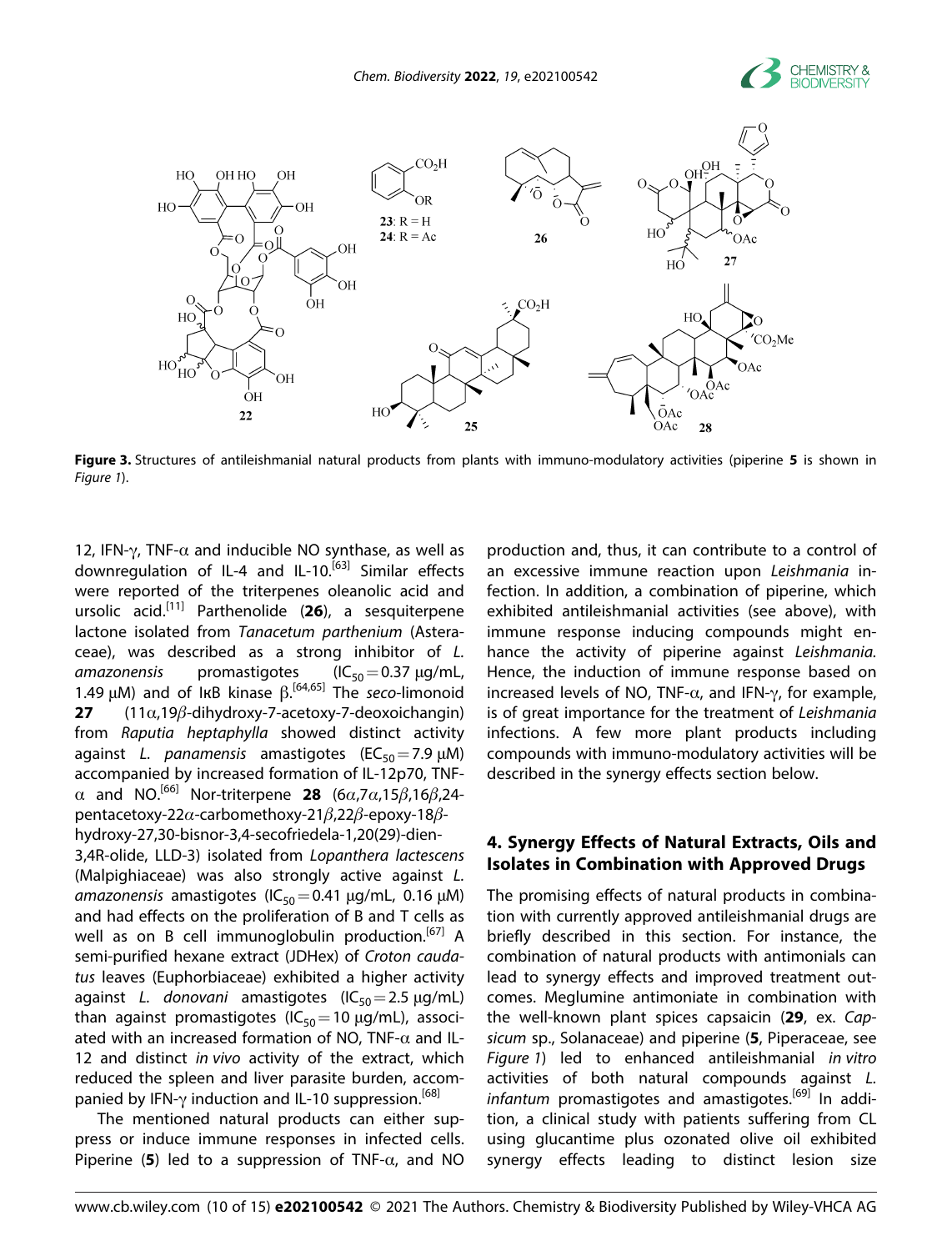**Figure 3.** Structures of antileishmanial natural products from plants with immuno-modulatory activities (piperine **5** is shown in *Figure 1*).

12, IFN-γ, TNF-α and inducible NO synthase, as well as downregulation of IL-4 and IL-10.[63] Similar effects were reported of the triterpenes oleanolic acid and ursolic acid.[11] Parthenolide (**26**), a sesquiterpene lactone isolated from *Tanacetum parthenium* (Asteraceae), was described as a strong inhibitor of *L. amazonensis* promastigotes ($IC_{50}$ = 0.37 μg/mL, 1.49 μM) and of IκB kinase β.[64,65] The *seco*-limonoid **27** (11α,19β-dihydroxy-7-acetoxy-7-deoxoichangin) from *Raputia heptaphylla* showed distinct activity against *L. panamensis* amastigotes ($EC_{50}$ = 7.9 μM) accompanied by increased formation of IL-12p70, TNF-α and NO.[66] Nor-triterpene **28** (6α,7α,15β,16β,24-pentacetoxy-22α-carbomethoxy-21β,22β-epoxy-18β-hydroxy-27,30-bisnor-3,4-secofriedela-1,20(29)-dien-3,4R-olide, LLD-3) isolated from *Lopanthera lactescens* (Malpighiaceae) was also strongly active against *L. amazonensis* amastigotes ($IC_{50}$ = 0.41 μg/mL, 0.16 μM) and had effects on the proliferation of B and T cells as well as on B cell immunoglobulin production.[67] A semi-purified hexane extract (JDHex) of *Croton caudatus* leaves (Euphorbiaceae) exhibited a higher activity against *L. donovani* amastigotes ($IC_{50}$ = 2.5 μg/mL) than against promastigotes ($IC_{50}$ = 10 μg/mL), associated with an increased formation of NO, TNF-α and IL-12 and distinct *in vivo* activity of the extract, which reduced the spleen and liver parasite burden, accompanied by IFN-γ induction and IL-10 suppression.[68]

The mentioned natural products can either suppress or induce immune responses in infected cells. Piperine (**5**) led to a suppression of TNF-α, and NO production and, thus, it can contribute to a control of an excessive immune reaction upon *Leishmania* infection. In addition, a combination of piperine, which exhibited antileishmanial activities (see above), with immune response inducing compounds might enhance the activity of piperine against *Leishmania*. Hence, the induction of immune response based on increased levels of NO, TNF-α, and IFN-γ, for example, is of great importance for the treatment of *Leishmania* infections. A few more plant products including compounds with immuno-modulatory activities will be described in the synergy effects section below.

## 4. Synergy Effects of Natural Extracts, Oils and Isolates in Combination with Approved Drugs

The promising effects of natural products in combination with currently approved antileishmanial drugs are briefly described in this section. For instance, the combination of natural products with antimonials can lead to synergy effects and improved treatment outcomes. Meglumine antimoniate in combination with the well-known plant spices capsaicin (**29**, ex. *Capsicum* sp., Solanaceae) and piperine (**5**, Piperaceae, see *Figure 1*) led to enhanced antileishmanial *in vitro* activities of both natural compounds against *L. infantum* promastigotes and amastigotes.[69] In addition, a clinical study with patients suffering from CL using glucantime plus ozonated olive oil exhibited synergy effects leading to distinct lesion size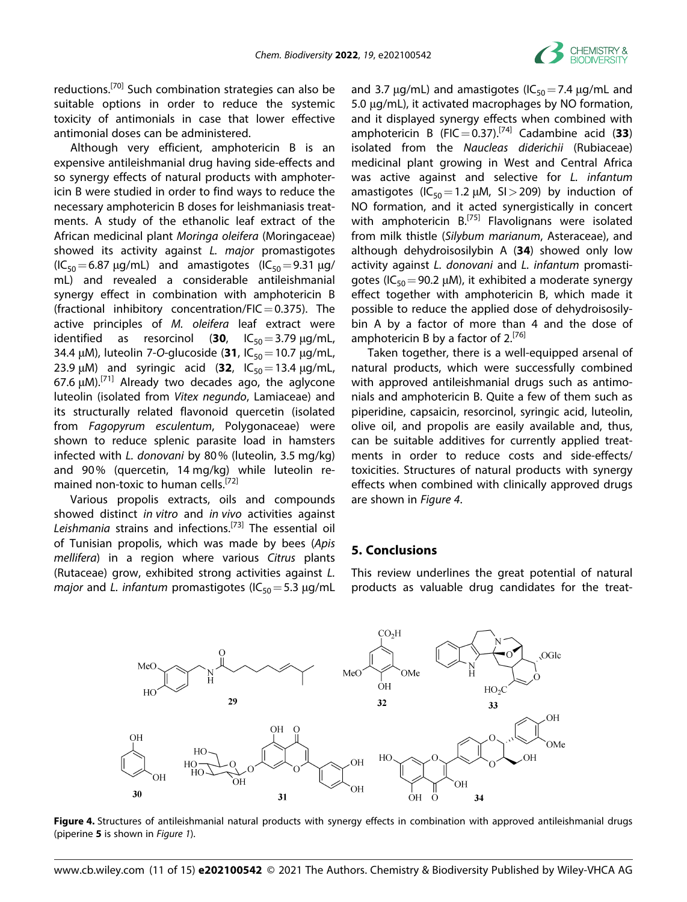reductions.[70] Such combination strategies can also be suitable options in order to reduce the systemic toxicity of antimonials in case that lower effective antimonial doses can be administered.

Although very efficient, amphotericin B is an expensive antileishmanial drug having side-effects and so synergy effects of natural products with amphotericin B were studied in order to find ways to reduce the necessary amphotericin B doses for leishmaniasis treatments. A study of the ethanolic leaf extract of the African medicinal plant *Moringa oleifera* (Moringaceae) showed its activity against *L. major* promastigotes ($IC_{50}$ = 6.87 μg/mL) and amastigotes ($IC_{50}$ = 9.31 μg/mL) and revealed a considerable antileishmanial synergy effect in combination with amphotericin B (fractional inhibitory concentration/FIC = 0.375). The active principles of *M. oleifera* leaf extract were identified as resorcinol (**30**, $IC_{50}$ = 3.79 μg/mL, 34.4 μM), luteolin 7-*O*-glucoside (**31**, $IC_{50}$ = 10.7 μg/mL, 23.9 μM) and syringic acid (**32**, $IC_{50}$ = 13.4 μg/mL, 67.6 μM).[71] Already two decades ago, the aglycone luteolin (isolated from *Vitex negundo*, Lamiaceae) and its structurally related flavonoid quercetin (isolated from *Fagopyrum esculentum*, Polygonaceae) were shown to reduce splenic parasite load in hamsters infected with *L. donovani* by 80% (luteolin, 3.5 mg/kg) and 90% (quercetin, 14 mg/kg) while luteolin remained non-toxic to human cells.[72]

Various propolis extracts, oils and compounds showed distinct *in vitro* and *in vivo* activities against *Leishmania* strains and infections.[73] The essential oil of Tunisian propolis, which was made by bees (*Apis mellifera*) in a region where various *Citrus* plants (Rutaceae) grow, exhibited strong activities against *L. major* and *L. infantum* promastigotes ($IC_{50}$ = 5.3 μg/mL and 3.7 μg/mL) and amastigotes ($IC_{50}$ = 7.4 μg/mL and 5.0 μg/mL), it activated macrophages by NO formation, and it displayed synergy effects when combined with amphotericin B (FIC = 0.37).[74] Cadambine acid (**33**) isolated from the *Naucleas diderichii* (Rubiaceae) medicinal plant growing in West and Central Africa was active against and selective for *L. infantum* amastigotes ($IC_{50}$ = 1.2 μM, SI > 209) by induction of NO formation, and it acted synergistically in concert with amphotericin B.[75] Flavolignans were isolated from milk thistle (*Silybum marianum*, Asteraceae), and although dehydroisosilybin A (**34**) showed only low activity against *L. donovani* and *L. infantum* promastigotes ($IC_{50}$ = 90.2 μM), it exhibited a moderate synergy effect together with amphotericin B, which made it possible to reduce the applied dose of dehydroisosilybin A by a factor of more than 4 and the dose of amphotericin B by a factor of 2.[76]

Taken together, there is a well-equipped arsenal of natural products, which were successfully combined with approved antileishmanial drugs such as antimonials and amphotericin B. Quite a few of them such as piperidine, capsaicin, resorcinol, syringic acid, luteolin, olive oil, and propolis are easily available and, thus, can be suitable additives for currently applied treatments in order to reduce costs and side-effects/toxicities. Structures of natural products with synergy effects when combined with clinically approved drugs are shown in *Figure 4*.

## 5. Conclusions

This review underlines the great potential of natural products as valuable drug candidates for the treat-

**Figure 4.** Structures of antileishmanial natural products with synergy effects in combination with approved antileishmanial drugs (piperine **5** is shown in *Figure 1*).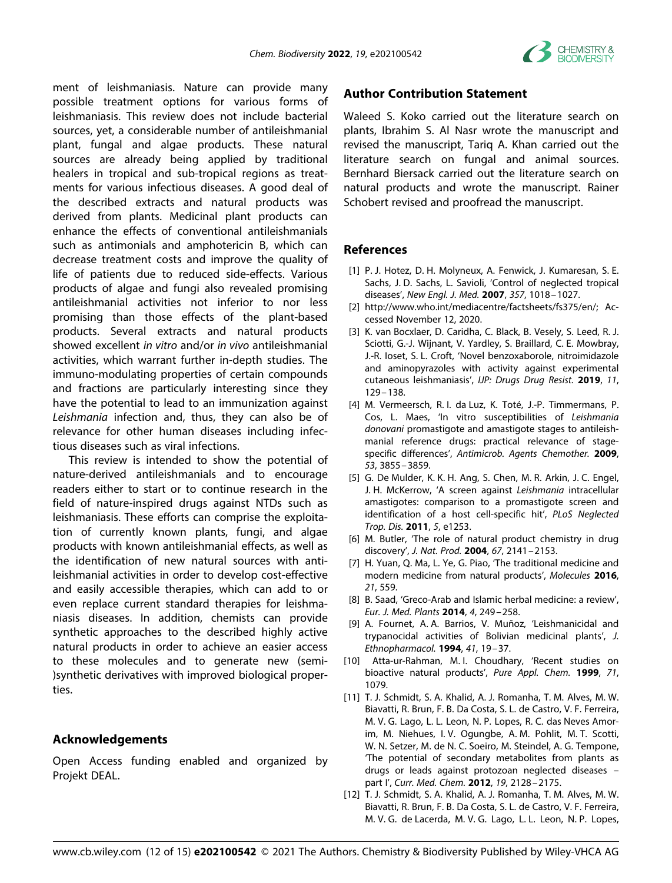ment of leishmaniasis. Nature can provide many possible treatment options for various forms of leishmaniasis. This review does not include bacterial sources, yet, a considerable number of antileishmanial plant, fungal and algae products. These natural sources are already being applied by traditional healers in tropical and sub-tropical regions as treatments for various infectious diseases. A good deal of the described extracts and natural products was derived from plants. Medicinal plant products can enhance the effects of conventional antileishmanials such as antimonials and amphotericin B, which can decrease treatment costs and improve the quality of life of patients due to reduced side-effects. Various products of algae and fungi also revealed promising antileishmanial activities not inferior to nor less promising than those effects of the plant-based products. Several extracts and natural products showed excellent *in vitro* and/or *in vivo* antileishmanial activities, which warrant further in-depth studies. The immuno-modulating properties of certain compounds and fractions are particularly interesting since they have the potential to lead to an immunization against *Leishmania* infection and, thus, they can also be of relevance for other human diseases including infectious diseases such as viral infections.

This review is intended to show the potential of nature-derived antileishmanials and to encourage readers either to start or to continue research in the field of nature-inspired drugs against NTDs such as leishmaniasis. These efforts can comprise the exploitation of currently known plants, fungi, and algae products with known antileishmanial effects, as well as the identification of new natural sources with antileishmanial activities in order to develop cost-effective and easily accessible therapies, which can add to or even replace current standard therapies for leishmaniasis diseases. In addition, chemists can provide synthetic approaches to the described highly active natural products in order to achieve an easier access to these molecules and to generate new (semi-)synthetic derivatives with improved biological properties.

## Acknowledgements

Open Access funding enabled and organized by Projekt DEAL.

## Author Contribution Statement

Waleed S. Koko carried out the literature search on plants, Ibrahim S. Al Nasr wrote the manuscript and revised the manuscript, Tariq A. Khan carried out the literature search on fungal and animal sources. Bernhard Biersack carried out the literature search on natural products and wrote the manuscript. Rainer Schobert revised and proofread the manuscript.

## References

[1] P. J. Hotez, D. H. Molyneux, A. Fenwick, J. Kumaresan, S. E. Sachs, J. D. Sachs, L. Savioli, 'Control of neglected tropical diseases', *New Engl. J. Med.* **2007**, *357*, 1018–1027.

[2] http://www.who.int/mediacentre/factsheets/fs375/en/; Accessed November 12, 2020.

[3] K. van Bocxlaer, D. Caridha, C. Black, B. Vesely, S. Leed, R. J. Sciotti, G.-J. Wijnant, V. Yardley, S. Braillard, C. E. Mowbray, J.-R. Ioset, S. L. Croft, 'Novel benzoxaborole, nitroimidazole and aminopyrazoles with activity against experimental cutaneous leishmaniasis', *IJP: Drugs Drug Resist.* **2019**, *11*, 129–138.

[4] M. Vermeersch, R. I. da Luz, K. Toté, J.-P. Timmermans, P. Cos, L. Maes, 'In vitro susceptibilities of *Leishmania donovani* promastigote and amastigote stages to antileishmanial reference drugs: practical relevance of stage-specific differences', *Antimicrob. Agents Chemother.* **2009**, *53*, 3855–3859.

[5] G. De Mulder, K. K. H. Ang, S. Chen, M. R. Arkin, J. C. Engel, J. H. McKerrow, 'A screen against *Leishmania* intracellular amastigotes: comparison to a promastigote screen and identification of a host cell-specific hit', *PLoS Neglected Trop. Dis.* **2011**, *5*, e1253.

[6] M. Butler, 'The role of natural product chemistry in drug discovery', *J. Nat. Prod.* **2004**, *67*, 2141–2153.

[7] H. Yuan, Q. Ma, L. Ye, G. Piao, 'The traditional medicine and modern medicine from natural products', *Molecules* **2016**, *21*, 559.

[8] B. Saad, 'Greco-Arab and Islamic herbal medicine: a review', *Eur. J. Med. Plants* **2014**, *4*, 249–258.

[9] A. Fournet, A. A. Barrios, V. Muñoz, 'Leishmanicidal and trypanocidal activities of Bolivian medicinal plants', *J. Ethnopharmacol.* **1994**, *41*, 19–37.

[10] Atta-ur-Rahman, M. I. Choudhary, 'Recent studies on bioactive natural products', *Pure Appl. Chem.* **1999**, *71*, 1079.

[11] T. J. Schmidt, S. A. Khalid, A. J. Romanha, T. M. Alves, M. W. Biavatti, R. Brun, F. B. Da Costa, S. L. de Castro, V. F. Ferreira, M. V. G. Lago, L. L. Leon, N. P. Lopes, R. C. das Neves Amorim, M. Niehues, I. V. Ogungbe, A. M. Pohlit, M. T. Scotti, W. N. Setzer, M. de N. C. Soeiro, M. Steindel, A. G. Tempone, 'The potential of secondary metabolites from plants as drugs or leads against protozoan neglected diseases – part I', *Curr. Med. Chem.* **2012**, *19*, 2128–2175.

[12] T. J. Schmidt, S. A. Khalid, A. J. Romanha, T. M. Alves, M. W. Biavatti, R. Brun, F. B. Da Costa, S. L. de Castro, V. F. Ferreira, M. V. G. de Lacerda, M. V. G. Lago, L. L. Leon, N. P. Lopes,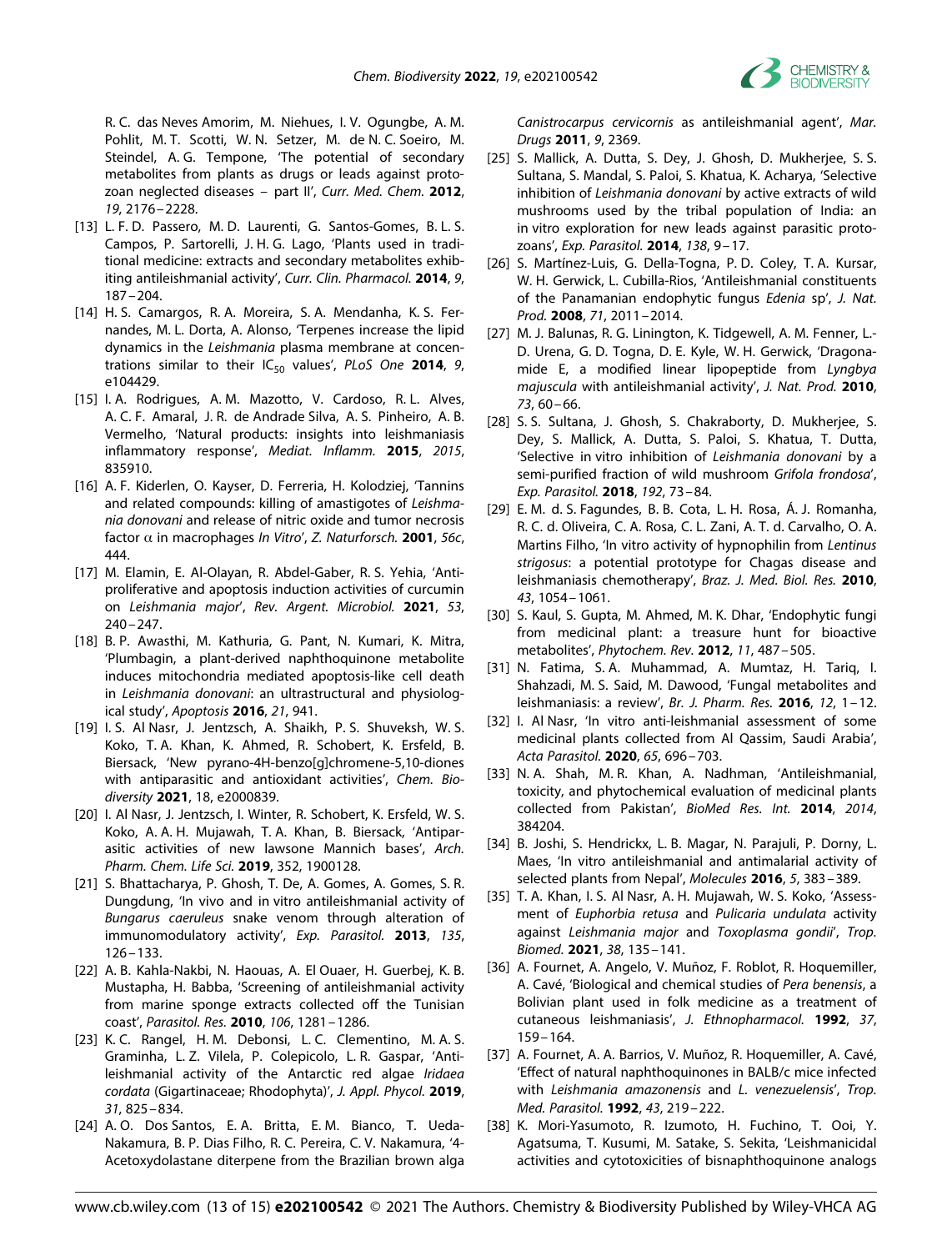R. C. das Neves Amorim, M. Niehues, I. V. Ogungbe, A. M. Pohlit, M. T. Scotti, W. N. Setzer, M. de N. C. Soeiro, M. Steindel, A. G. Tempone, 'The potential of secondary metabolites from plants as drugs or leads against protozoan neglected diseases – part II', *Curr. Med. Chem.* **2012**, *19*, 2176–2228.

[13] L. F. D. Passero, M. D. Laurenti, G. Santos-Gomes, B. L. S. Campos, P. Sartorelli, J. H. G. Lago, 'Plants used in traditional medicine: extracts and secondary metabolites exhibiting antileishmanial activity', *Curr. Clin. Pharmacol.* **2014**, *9*, 187–204.

[14] H. S. Camargos, R. A. Moreira, S. A. Mendanha, K. S. Fernandes, M. L. Dorta, A. Alonso, 'Terpenes increase the lipid dynamics in the *Leishmania* plasma membrane at concentrations similar to their $IC_{50}$ values', *PLoS One* **2014**, *9*, e104429.

[15] I. A. Rodrigues, A. M. Mazotto, V. Cardoso, R. L. Alves, A. C. F. Amaral, J. R. de Andrade Silva, A. S. Pinheiro, A. B. Vermelho, 'Natural products: insights into leishmaniasis inflammatory response', *Mediat. Inflamm.* **2015**, *2015*, 835910.

[16] A. F. Kiderlen, O. Kayser, D. Ferreria, H. Kolodziej, 'Tannins and related compounds: killing of amastigotes of *Leishmania donovani* and release of nitric oxide and tumor necrosis factor α in macrophages *In Vitro*', *Z. Naturforsch.* **2001**, *56c*, 444.

[17] M. Elamin, E. Al-Olayan, R. Abdel-Gaber, R. S. Yehia, 'Antiproliferative and apoptosis induction activities of curcumin on *Leishmania major*', *Rev. Argent. Microbiol.* **2021**, *53*, 240–247.

[18] B. P. Awasthi, M. Kathuria, G. Pant, N. Kumari, K. Mitra, 'Plumbagin, a plant-derived naphthoquinone metabolite induces mitochondria mediated apoptosis-like cell death in *Leishmania donovani*: an ultrastructural and physiological study', *Apoptosis* **2016**, *21*, 941.

[19] I. S. Al Nasr, J. Jentzsch, A. Shaikh, P. S. Shuveksh, W. S. Koko, T. A. Khan, K. Ahmed, R. Schobert, K. Ersfeld, B. Biersack, 'New pyrano-4H-benzo[g]chromene-5,10-diones with antiparasitic and antioxidant activities', *Chem. Biodiversity* **2021**, 18, e2000839.

[20] I. Al Nasr, J. Jentzsch, I. Winter, R. Schobert, K. Ersfeld, W. S. Koko, A. A. H. Mujawah, T. A. Khan, B. Biersack, 'Antiparasitic activities of new lawsone Mannich bases', *Arch. Pharm. Chem. Life Sci.* **2019**, 352, 1900128.

[21] S. Bhattacharya, P. Ghosh, T. De, A. Gomes, A. Gomes, S. R. Dungdung, 'In vivo and in vitro antileishmanial activity of *Bungarus caeruleus* snake venom through alteration of immunomodulatory activity', *Exp. Parasitol.* **2013**, *135*, 126–133.

[22] A. B. Kahla-Nakbi, N. Haouas, A. El Ouaer, H. Guerbej, K. B. Mustapha, H. Babba, 'Screening of antileishmanial activity from marine sponge extracts collected off the Tunisian coast', *Parasitol. Res.* **2010**, *106*, 1281–1286.

[23] K. C. Rangel, H. M. Debonsi, L. C. Clementino, M. A. S. Graminha, L. Z. Vilela, P. Colepicolo, L. R. Gaspar, 'Antileishmanial activity of the Antarctic red algae *Iridaea cordata* (Gigartinaceae; Rhodophyta)', *J. Appl. Phycol.* **2019**, *31*, 825–834.

[24] A. O. Dos Santos, E. A. Britta, E. M. Bianco, T. Ueda-Nakamura, B. P. Dias Filho, R. C. Pereira, C. V. Nakamura, '4-Acetoxydolastane diterpene from the Brazilian brown alga *Canistrocarpus cervicornis* as antileishmanial agent', *Mar. Drugs* **2011**, *9*, 2369.

[25] S. Mallick, A. Dutta, S. Dey, J. Ghosh, D. Mukherjee, S. S. Sultana, S. Mandal, S. Paloi, S. Khatua, K. Acharya, 'Selective inhibition of *Leishmania donovani* by active extracts of wild mushrooms used by the tribal population of India: an in vitro exploration for new leads against parasitic protozoans', *Exp. Parasitol.* **2014**, *138*, 9–17.

[26] S. Martínez-Luis, G. Della-Togna, P. D. Coley, T. A. Kursar, W. H. Gerwick, L. Cubilla-Rios, 'Antileishmanial constituents of the Panamanian endophytic fungus *Edenia* sp', *J. Nat. Prod.* **2008**, *71*, 2011–2014.

[27] M. J. Balunas, R. G. Linington, K. Tidgewell, A. M. Fenner, L.-D. Urena, G. D. Togna, D. E. Kyle, W. H. Gerwick, 'Dragonamide E, a modified linear lipopeptide from *Lyngbya majuscula* with antileishmanial activity', *J. Nat. Prod.* **2010**, *73*, 60–66.

[28] S. S. Sultana, J. Ghosh, S. Chakraborty, D. Mukherjee, S. Dey, S. Mallick, A. Dutta, S. Paloi, S. Khatua, T. Dutta, 'Selective in vitro inhibition of *Leishmania donovani* by a semi-purified fraction of wild mushroom *Grifola frondosa*', *Exp. Parasitol.* **2018**, *192*, 73–84.

[29] E. M. d. S. Fagundes, B. B. Cota, L. H. Rosa, Á. J. Romanha, R. C. d. Oliveira, C. A. Rosa, C. L. Zani, A. T. d. Carvalho, O. A. Martins Filho, 'In vitro activity of hypnophilin from *Lentinus strigosus*: a potential prototype for Chagas disease and leishmaniasis chemotherapy', *Braz. J. Med. Biol. Res.* **2010**, *43*, 1054–1061.

[30] S. Kaul, S. Gupta, M. Ahmed, M. K. Dhar, 'Endophytic fungi from medicinal plant: a treasure hunt for bioactive metabolites', *Phytochem. Rev.* **2012**, *11*, 487–505.

[31] N. Fatima, S. A. Muhammad, A. Mumtaz, H. Tariq, I. Shahzadi, M. S. Said, M. Dawood, 'Fungal metabolites and leishmaniasis: a review', *Br. J. Pharm. Res.* **2016**, *12*, 1–12.

[32] I. Al Nasr, 'In vitro anti-leishmanial assessment of some medicinal plants collected from Al Qassim, Saudi Arabia', *Acta Parasitol.* **2020**, *65*, 696–703.

[33] N. A. Shah, M. R. Khan, A. Nadhman, 'Antileishmanial, toxicity, and phytochemical evaluation of medicinal plants collected from Pakistan', *BioMed Res. Int.* **2014**, *2014*, 384204.

[34] B. Joshi, S. Hendrickx, L. B. Magar, N. Parajuli, P. Dorny, L. Maes, 'In vitro antileishmanial and antimalarial activity of selected plants from Nepal', *Molecules* **2016**, *5*, 383–389.

[35] T. A. Khan, I. S. Al Nasr, A. H. Mujawah, W. S. Koko, 'Assessment of *Euphorbia retusa* and *Pulicaria undulata* activity against *Leishmania major* and *Toxoplasma gondii*', *Trop. Biomed.* **2021**, *38*, 135–141.

[36] A. Fournet, A. Angelo, V. Muñoz, F. Roblot, R. Hoquemiller, A. Cavé, 'Biological and chemical studies of *Pera benensis*, a Bolivian plant used in folk medicine as a treatment of cutaneous leishmaniasis', *J. Ethnopharmacol.* **1992**, *37*, 159–164.

[37] A. Fournet, A. A. Barrios, V. Muñoz, R. Hoquemiller, A. Cavé, 'Effect of natural naphthoquinones in BALB/c mice infected with *Leishmania amazonensis* and *L. venezuelensis*', *Trop. Med. Parasitol.* **1992**, *43*, 219–222.

[38] K. Mori-Yasumoto, R. Izumoto, H. Fuchino, T. Ooi, Y. Agatsuma, T. Kusumi, M. Satake, S. Sekita, 'Leishmanicidal activities and cytotoxicities of bisnaphthoquinone analogs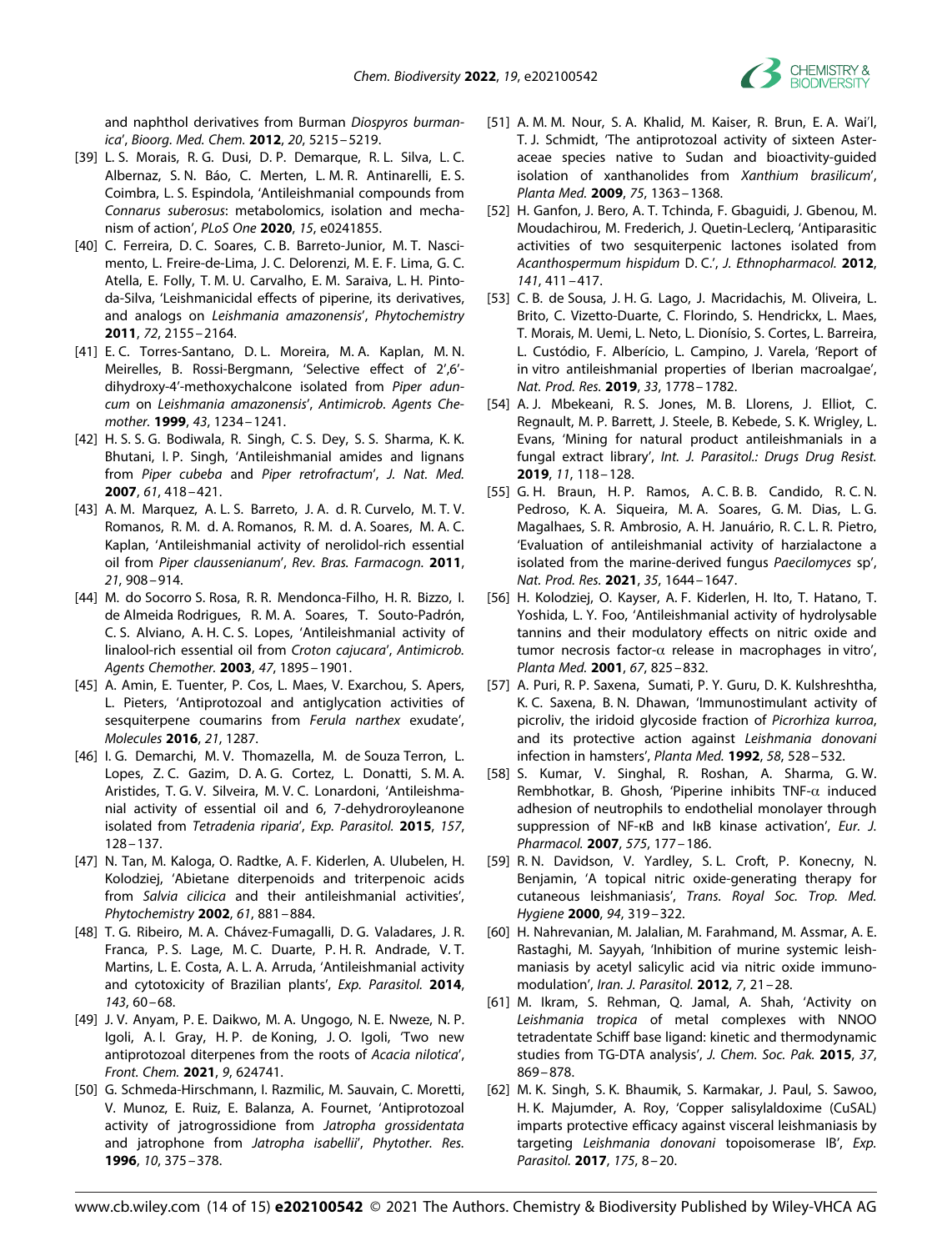and naphthol derivatives from Burman *Diospyros burmanica*', *Bioorg. Med. Chem.* **2012**, *20*, 5215–5219.

[39] L. S. Morais, R. G. Dusi, D. P. Demarque, R. L. Silva, L. C. Albernaz, S. N. Báo, C. Merten, L. M. R. Antinarelli, E. S. Coimbra, L. S. Espindola, 'Antileishmanial compounds from *Connarus suberosus*: metabolomics, isolation and mechanism of action', *PLoS One* **2020**, *15*, e0241855.

[40] C. Ferreira, D. C. Soares, C. B. Barreto-Junior, M. T. Nascimento, L. Freire-de-Lima, J. C. Delorenzi, M. E. F. Lima, G. C. Atella, E. Folly, T. M. U. Carvalho, E. M. Saraiva, L. H. Pinto-da-Silva, 'Leishmanicidal effects of piperine, its derivatives, and analogs on *Leishmania amazonensis*', *Phytochemistry* **2011**, *72*, 2155–2164.

[41] E. C. Torres-Santano, D. L. Moreira, M. A. Kaplan, M. N. Meirelles, B. Rossi-Bergmann, 'Selective effect of 2',6'-dihydroxy-4'-methoxychalcone isolated from *Piper aduncum* on *Leishmania amazonensis*', *Antimicrob. Agents Chemother.* **1999**, *43*, 1234–1241.

[42] H. S. S. G. Bodiwala, R. Singh, C. S. Dey, S. S. Sharma, K. K. Bhutani, I. P. Singh, 'Antileishmanial amides and lignans from *Piper cubeba* and *Piper retrofractum*', *J. Nat. Med.* **2007**, *61*, 418–421.

[43] A. M. Marquez, A. L. S. Barreto, J. A. d. R. Curvelo, M. T. V. Romanos, R. M. d. A. Romanos, R. M. d. A. Soares, M. A. C. Kaplan, 'Antileishmanial activity of nerolidol-rich essential oil from *Piper claussenianum*', *Rev. Bras. Farmacogn.* **2011**, *21*, 908–914.

[44] M. do Socorro S. Rosa, R. R. Mendonca-Filho, H. R. Bizzo, I. de Almeida Rodrigues, R. M. A. Soares, T. Souto-Padrón, C. S. Alviano, A. H. C. S. Lopes, 'Antileishmanial activity of linalool-rich essential oil from *Croton cajucara*', *Antimicrob. Agents Chemother.* **2003**, *47*, 1895–1901.

[45] A. Amin, E. Tuenter, P. Cos, L. Maes, V. Exarchou, S. Apers, L. Pieters, 'Antiprotozoal and antiglycation activities of sesquiterpene coumarins from *Ferula narthex* exudate', *Molecules* **2016**, *21*, 1287.

[46] I. G. Demarchi, M. V. Thomazella, M. de Souza Terron, L. Lopes, Z. C. Gazim, D. A. G. Cortez, L. Donatti, S. M. A. Aristides, T. G. V. Silveira, M. V. C. Lonardoni, 'Antileishmanial activity of essential oil and 6, 7-dehydroroyleanone isolated from *Tetradenia riparia*', *Exp. Parasitol.* **2015**, *157*, 128–137.

[47] N. Tan, M. Kaloga, O. Radtke, A. F. Kiderlen, A. Ulubelen, H. Kolodziej, 'Abietane diterpenoids and triterpenoic acids from *Salvia cilicica* and their antileishmanial activities', *Phytochemistry* **2002**, *61*, 881–884.

[48] T. G. Ribeiro, M. A. Chávez-Fumagalli, D. G. Valadares, J. R. Franca, P. S. Lage, M. C. Duarte, P. H. R. Andrade, V. T. Martins, L. E. Costa, A. L. A. Arruda, 'Antileishmanial activity and cytotoxicity of Brazilian plants', *Exp. Parasitol.* **2014**, *143*, 60–68.

[49] J. V. Anyam, P. E. Daikwo, M. A. Ungogo, N. E. Nweze, N. P. Igoli, A. I. Gray, H. P. de Koning, J. O. Igoli, 'Two new antiprotozoal diterpenes from the roots of *Acacia nilotica*', *Front. Chem.* **2021**, *9*, 624741.

[50] G. Schmeda-Hirschmann, I. Razmilic, M. Sauvain, C. Moretti, V. Munoz, E. Ruiz, E. Balanza, A. Fournet, 'Antiprotozoal activity of jatrogrossidione from *Jatropha grossidentata* and jatrophone from *Jatropha isabellii*', *Phytother. Res.* **1996**, *10*, 375–378.

[51] A. M. M. Nour, S. A. Khalid, M. Kaiser, R. Brun, E. A. Wai'l, T. J. Schmidt, 'The antiprotozoal activity of sixteen Asteraceae species native to Sudan and bioactivity-guided isolation of xanthanolides from *Xanthium brasilicum*', *Planta Med.* **2009**, *75*, 1363–1368.

[52] H. Ganfon, J. Bero, A. T. Tchinda, F. Gbaguidi, J. Gbenou, M. Moudachirou, M. Frederich, J. Quetin-Leclerq, 'Antiparasitic activities of two sesquiterpenic lactones isolated from *Acanthospermum hispidum* D. C.', *J. Ethnopharmacol.* **2012**, *141*, 411–417.

[53] C. B. de Sousa, J. H. G. Lago, J. Macridachis, M. Oliveira, L. Brito, C. Vizetto-Duarte, C. Florindo, S. Hendrickx, L. Maes, T. Morais, M. Uemi, L. Neto, L. Dionísio, S. Cortes, L. Barreira, L. Custódio, F. Albericío, L. Campino, J. Varela, 'Report of in vitro antileishmanial properties of Iberian macroalgae', *Nat. Prod. Res.* **2019**, *33*, 1778–1782.

[54] A. J. Mbekeani, R. S. Jones, M. B. Llorens, J. Elliot, C. Regnault, M. P. Barrett, J. Steele, B. Kebede, S. K. Wrigley, L. Evans, 'Mining for natural product antileishmanials in a fungal extract library', *Int. J. Parasitol.: Drugs Drug Resist.* **2019**, *11*, 118–128.

[55] G. H. Braun, H. P. Ramos, A. C. B. B. Candido, R. C. N. Pedroso, K. A. Siqueira, M. A. Soares, G. M. Dias, L. G. Magalhaes, S. R. Ambrosio, A. H. Januário, R. C. L. R. Pietro, 'Evaluation of antileishmanial activity of harzialactone a isolated from the marine-derived fungus *Paecilomyces* sp', *Nat. Prod. Res.* **2021**, *35*, 1644–1647.

[56] H. Kolodziej, O. Kayser, A. F. Kiderlen, H. Ito, T. Hatano, T. Yoshida, L. Y. Foo, 'Antileishmanial activity of hydrolysable tannins and their modulatory effects on nitric oxide and tumor necrosis factor-α release in macrophages in vitro', *Planta Med.* **2001**, *67*, 825–832.

[57] A. Puri, R. P. Saxena, Sumati, P. Y. Guru, D. K. Kulshreshtha, K. C. Saxena, B. N. Dhawan, 'Immunostimulant activity of picroliv, the iridoid glycoside fraction of *Picrorhiza kurroa*, and its protective action against *Leishmania donovani* infection in hamsters', *Planta Med.* **1992**, *58*, 528–532.

[58] S. Kumar, V. Singhal, R. Roshan, A. Sharma, G. W. Rembhotkar, B. Ghosh, 'Piperine inhibits TNF-α induced adhesion of neutrophils to endothelial monolayer through suppression of NF-κB and IκB kinase activation', *Eur. J. Pharmacol.* **2007**, *575*, 177–186.

[59] R. N. Davidson, V. Yardley, S. L. Croft, P. Konecny, N. Benjamin, 'A topical nitric oxide-generating therapy for cutaneous leishmaniasis', *Trans. Royal Soc. Trop. Med. Hygiene* **2000**, *94*, 319–322.

[60] H. Nahrevanian, M. Jalalian, M. Farahmand, M. Assmar, A. E. Rastaghi, M. Sayyah, 'Inhibition of murine systemic leishmaniasis by acetyl salicylic acid via nitric oxide immunomodulation', *Iran. J. Parasitol.* **2012**, *7*, 21–28.

[61] M. Ikram, S. Rehman, Q. Jamal, A. Shah, 'Activity on *Leishmania tropica* of metal complexes with NNOO tetradentate Schiff base ligand: kinetic and thermodynamic studies from TG-DTA analysis', *J. Chem. Soc. Pak.* **2015**, *37*, 869–878.

[62] M. K. Singh, S. K. Bhaumik, S. Karmakar, J. Paul, S. Sawoo, H. K. Majumder, A. Roy, 'Copper salisylaldoxime (CuSAL) imparts protective efficacy against visceral leishmaniasis by targeting *Leishmania donovani* topoisomerase IB', *Exp. Parasitol.* **2017**, *175*, 8–20.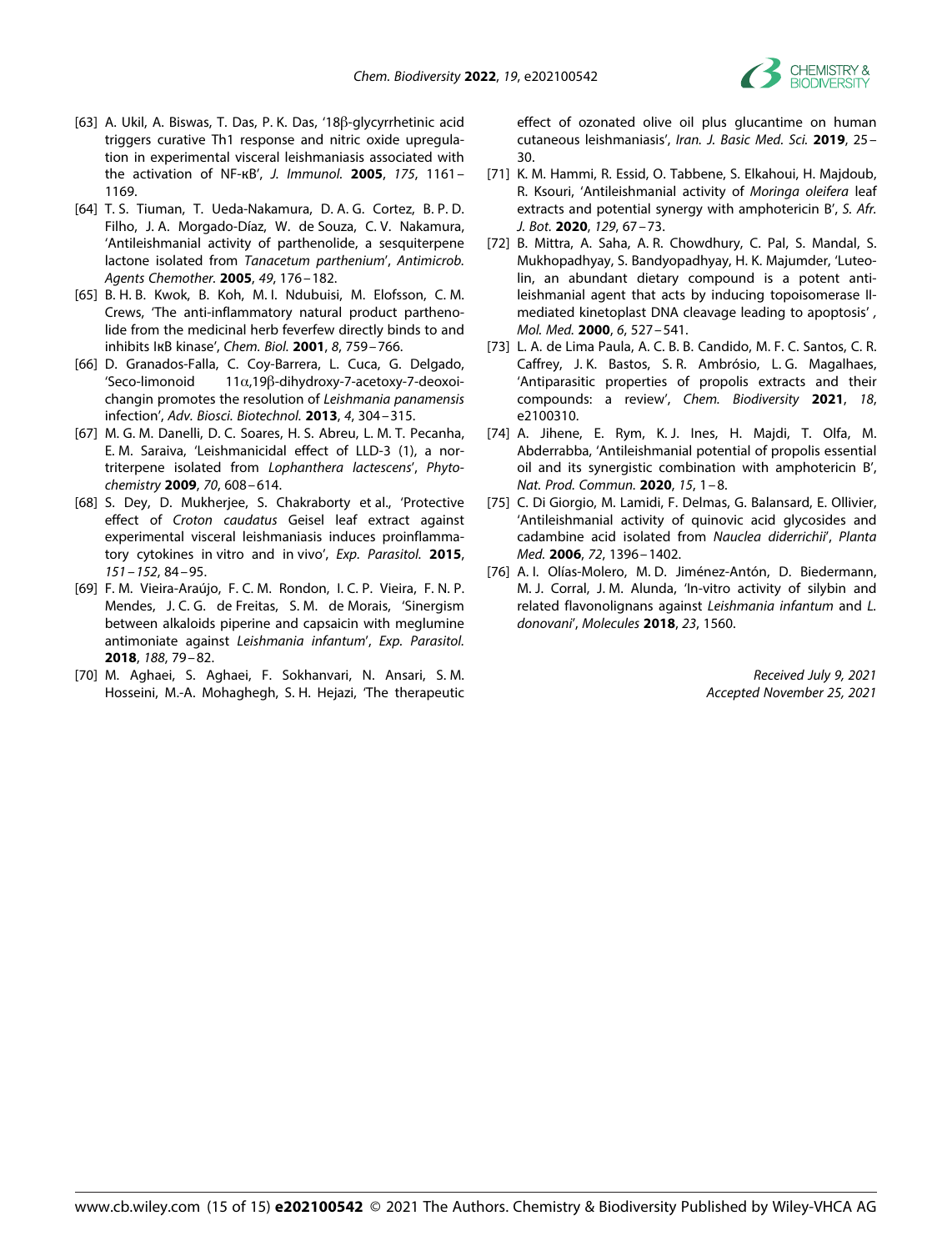[63] A. Ukil, A. Biswas, T. Das, P. K. Das, '18β-glycyrrhetinic acid triggers curative Th1 response and nitric oxide upregulation in experimental visceral leishmaniasis associated with the activation of NF-κB', *J. Immunol.* **2005**, *175*, 1161–1169.

[64] T. S. Tiuman, T. Ueda-Nakamura, D. A. G. Cortez, B. P. D. Filho, J. A. Morgado-Díaz, W. de Souza, C. V. Nakamura, 'Antileishmanial activity of parthenolide, a sesquiterpene lactone isolated from *Tanacetum parthenium*', *Antimicrob. Agents Chemother.* **2005**, *49*, 176–182.

[65] B. H. B. Kwok, B. Koh, M. I. Ndubuisi, M. Elofsson, C. M. Crews, 'The anti-inflammatory natural product parthenolide from the medicinal herb feverfew directly binds to and inhibits IκB kinase', *Chem. Biol.* **2001**, *8*, 759–766.

[66] D. Granados-Falla, C. Coy-Barrera, L. Cuca, G. Delgado, 'Seco-limonoid 11α,19β-dihydroxy-7-acetoxy-7-deoxoichangin promotes the resolution of *Leishmania panamensis* infection', *Adv. Biosci. Biotechnol.* **2013**, *4*, 304–315.

[67] M. G. M. Danelli, D. C. Soares, H. S. Abreu, L. M. T. Pecanha, E. M. Saraiva, 'Leishmanicidal effect of LLD-3 (1), a nor-triterpene isolated from *Lophanthera lactescens*', *Phytochemistry* **2009**, *70*, 608–614.

[68] S. Dey, D. Mukherjee, S. Chakraborty et al., 'Protective effect of *Croton caudatus* Geisel leaf extract against experimental visceral leishmaniasis induces proinflammatory cytokines in vitro and in vivo', *Exp. Parasitol.* **2015**, *151–152*, 84–95.

[69] F. M. Vieira-Araújo, F. C. M. Rondon, I. C. P. Vieira, F. N. P. Mendes, J. C. G. de Freitas, S. M. de Morais, 'Sinergism between alkaloids piperine and capsaicin with meglumine antimoniate against *Leishmania infantum*', *Exp. Parasitol.* **2018**, *188*, 79–82.

[70] M. Aghaei, S. Aghaei, F. Sokhanvari, N. Ansari, S. M. Hosseini, M.-A. Mohaghegh, S. H. Hejazi, 'The therapeutic effect of ozonated olive oil plus glucantime on human cutaneous leishmaniasis', *Iran. J. Basic Med. Sci.* **2019**, 25–30.

[71] K. M. Hammi, R. Essid, O. Tabbene, S. Elkahoui, H. Majdoub, R. Ksouri, 'Antileishmanial activity of *Moringa oleifera* leaf extracts and potential synergy with amphotericin B', *S. Afr. J. Bot.* **2020**, *129*, 67–73.

[72] B. Mittra, A. Saha, A. R. Chowdhury, C. Pal, S. Mandal, S. Mukhopadhyay, S. Bandyopadhyay, H. K. Majumder, 'Luteolin, an abundant dietary compound is a potent anti-leishmanial agent that acts by inducing topoisomerase II-mediated kinetoplast DNA cleavage leading to apoptosis', *Mol. Med.* **2000**, *6*, 527–541.

[73] L. A. de Lima Paula, A. C. B. B. Candido, M. F. C. Santos, C. R. Caffrey, J. K. Bastos, S. R. Ambrósio, L. G. Magalhaes, 'Antiparasitic properties of propolis extracts and their compounds: a review', *Chem. Biodiversity* **2021**, *18*, e2100310.

[74] A. Jihene, E. Rym, K. J. Ines, H. Majdi, T. Olfa, M. Abderrabba, 'Antileishmanial potential of propolis essential oil and its synergistic combination with amphotericin B', *Nat. Prod. Commun.* **2020**, *15*, 1–8.

[75] C. Di Giorgio, M. Lamidi, F. Delmas, G. Balansard, E. Ollivier, 'Antileishmanial activity of quinovic acid glycosides and cadambine acid isolated from *Nauclea diderrichii*', *Planta Med.* **2006**, *72*, 1396–1402.

[76] A. I. Olías-Molero, M. D. Jiménez-Antón, D. Biedermann, M. J. Corral, J. M. Alunda, 'In-vitro activity of silybin and related flavonolignans against *Leishmania infantum* and *L. donovani*', *Molecules* **2018**, *23*, 1560.

*Received July 9, 2021*
*Accepted November 25, 2021*